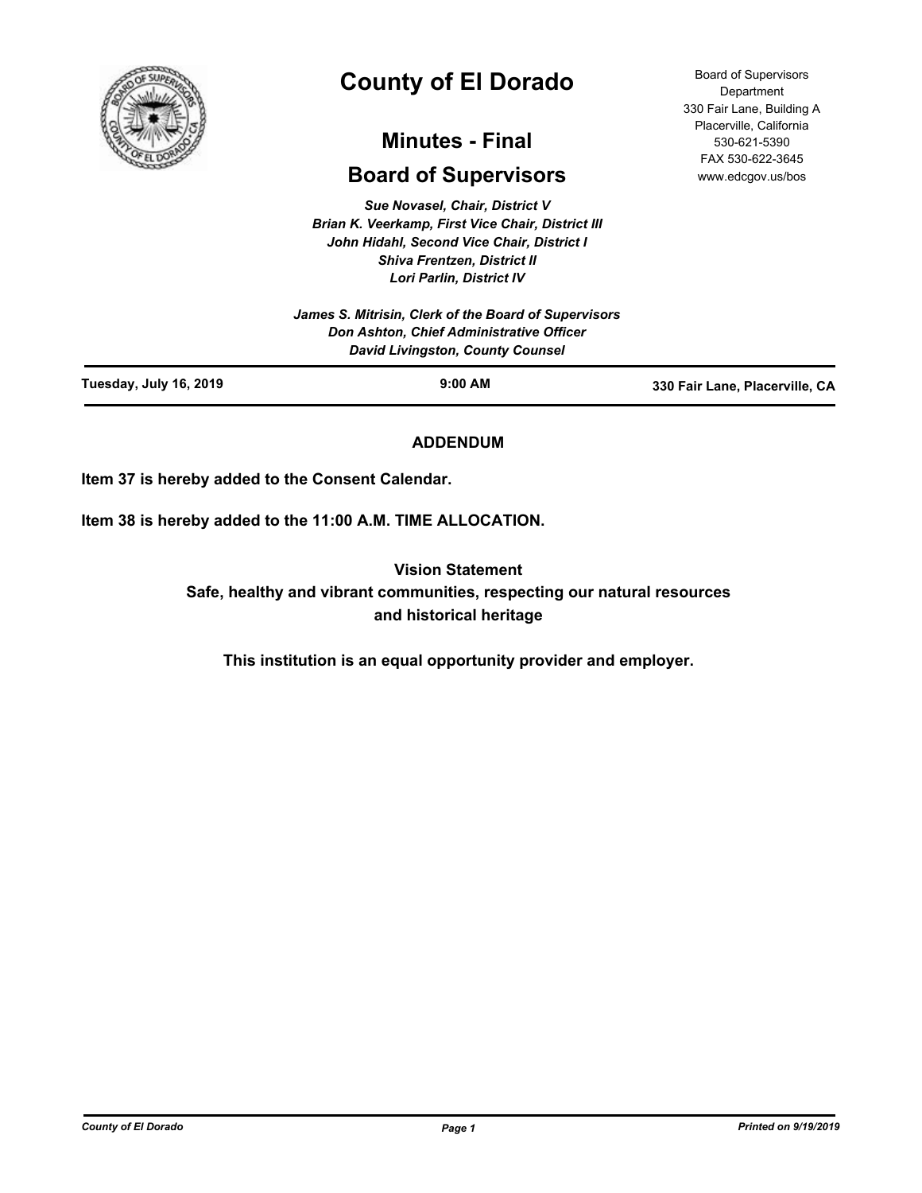# County of El Dorado

## Minutes - Final

## Board of Supervisors

Board of Supervisors Department
330 Fair Lane, Building A
Placerville, California
530-621-5390
FAX 530-622-3645
www.edcgov.us/bos

*Sue Novasel, Chair, District V*
*Brian K. Veerkamp, First Vice Chair, District III*
*John Hidahl, Second Vice Chair, District I*
*Shiva Frentzen, District II*
*Lori Parlin, District IV*

*James S. Mitrisin, Clerk of the Board of Supervisors*
*Don Ashton, Chief Administrative Officer*
*David Livingston, County Counsel*

| Tuesday, July 16, 2019 | 9:00 AM | 330 Fair Lane, Placerville, CA |
| --- | --- | --- |

**ADDENDUM**

**Item 37 is hereby added to the Consent Calendar.**

**Item 38 is hereby added to the 11:00 A.M. TIME ALLOCATION.**

**Vision Statement**
**Safe, healthy and vibrant communities, respecting our natural resources and historical heritage**

**This institution is an equal opportunity provider and employer.**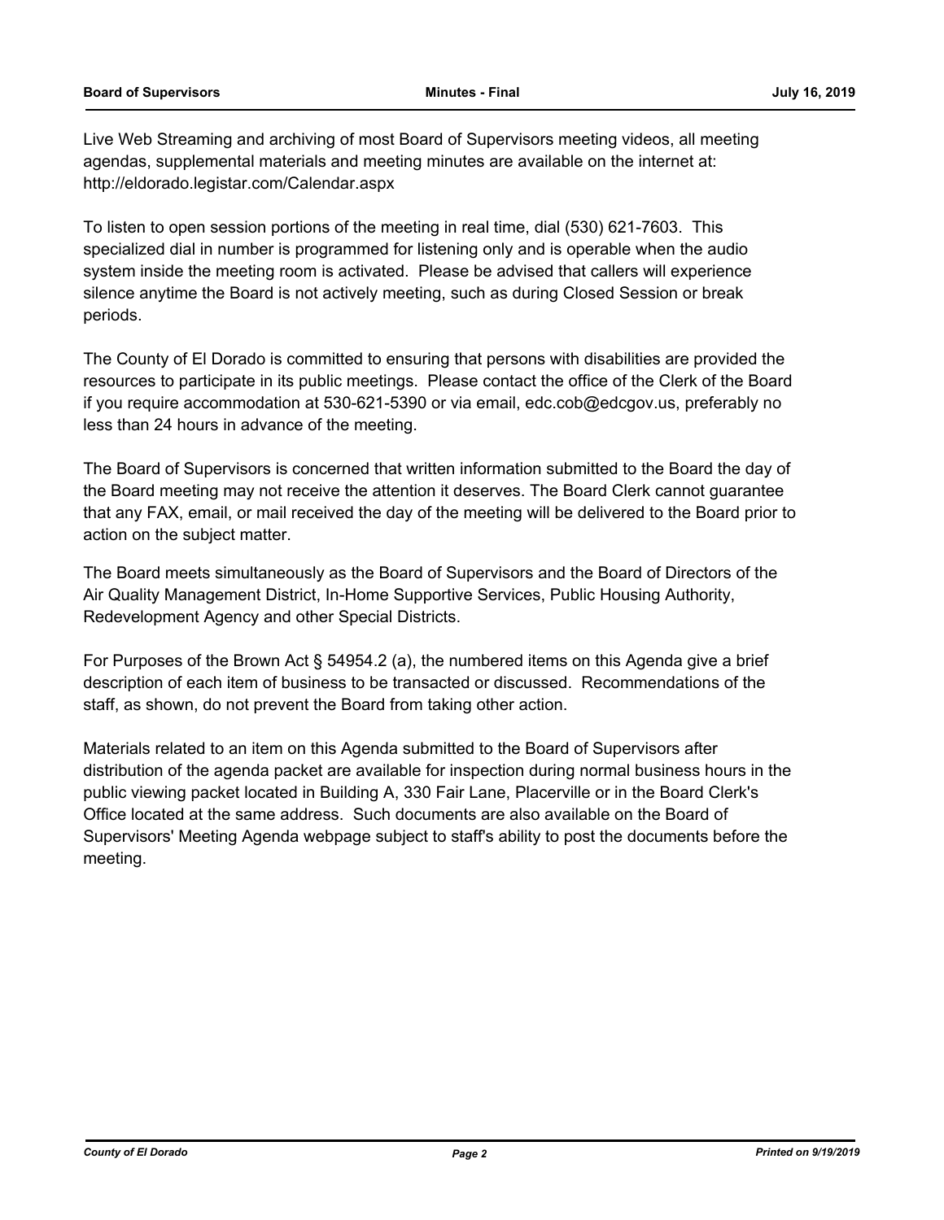Live Web Streaming and archiving of most Board of Supervisors meeting videos, all meeting agendas, supplemental materials and meeting minutes are available on the internet at: http://eldorado.legistar.com/Calendar.aspx

To listen to open session portions of the meeting in real time, dial (530) 621-7603. This specialized dial in number is programmed for listening only and is operable when the audio system inside the meeting room is activated. Please be advised that callers will experience silence anytime the Board is not actively meeting, such as during Closed Session or break periods.

The County of El Dorado is committed to ensuring that persons with disabilities are provided the resources to participate in its public meetings. Please contact the office of the Clerk of the Board if you require accommodation at 530-621-5390 or via email, edc.cob@edcgov.us, preferably no less than 24 hours in advance of the meeting.

The Board of Supervisors is concerned that written information submitted to the Board the day of the Board meeting may not receive the attention it deserves. The Board Clerk cannot guarantee that any FAX, email, or mail received the day of the meeting will be delivered to the Board prior to action on the subject matter.

The Board meets simultaneously as the Board of Supervisors and the Board of Directors of the Air Quality Management District, In-Home Supportive Services, Public Housing Authority, Redevelopment Agency and other Special Districts.

For Purposes of the Brown Act § 54954.2 (a), the numbered items on this Agenda give a brief description of each item of business to be transacted or discussed. Recommendations of the staff, as shown, do not prevent the Board from taking other action.

Materials related to an item on this Agenda submitted to the Board of Supervisors after distribution of the agenda packet are available for inspection during normal business hours in the public viewing packet located in Building A, 330 Fair Lane, Placerville or in the Board Clerk's Office located at the same address. Such documents are also available on the Board of Supervisors' Meeting Agenda webpage subject to staff's ability to post the documents before the meeting.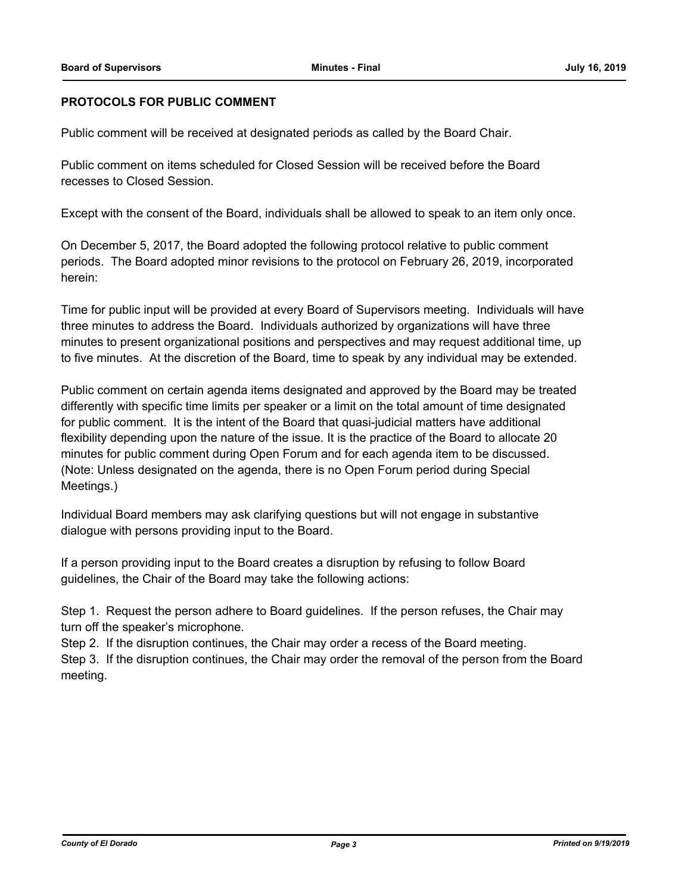## PROTOCOLS FOR PUBLIC COMMENT

Public comment will be received at designated periods as called by the Board Chair.

Public comment on items scheduled for Closed Session will be received before the Board recesses to Closed Session.

Except with the consent of the Board, individuals shall be allowed to speak to an item only once.

On December 5, 2017, the Board adopted the following protocol relative to public comment periods. The Board adopted minor revisions to the protocol on February 26, 2019, incorporated herein:

Time for public input will be provided at every Board of Supervisors meeting. Individuals will have three minutes to address the Board. Individuals authorized by organizations will have three minutes to present organizational positions and perspectives and may request additional time, up to five minutes. At the discretion of the Board, time to speak by any individual may be extended.

Public comment on certain agenda items designated and approved by the Board may be treated differently with specific time limits per speaker or a limit on the total amount of time designated for public comment. It is the intent of the Board that quasi-judicial matters have additional flexibility depending upon the nature of the issue. It is the practice of the Board to allocate 20 minutes for public comment during Open Forum and for each agenda item to be discussed. (Note: Unless designated on the agenda, there is no Open Forum period during Special Meetings.)

Individual Board members may ask clarifying questions but will not engage in substantive dialogue with persons providing input to the Board.

If a person providing input to the Board creates a disruption by refusing to follow Board guidelines, the Chair of the Board may take the following actions:

Step 1. Request the person adhere to Board guidelines. If the person refuses, the Chair may turn off the speaker's microphone.

Step 2. If the disruption continues, the Chair may order a recess of the Board meeting.

Step 3. If the disruption continues, the Chair may order the removal of the person from the Board meeting.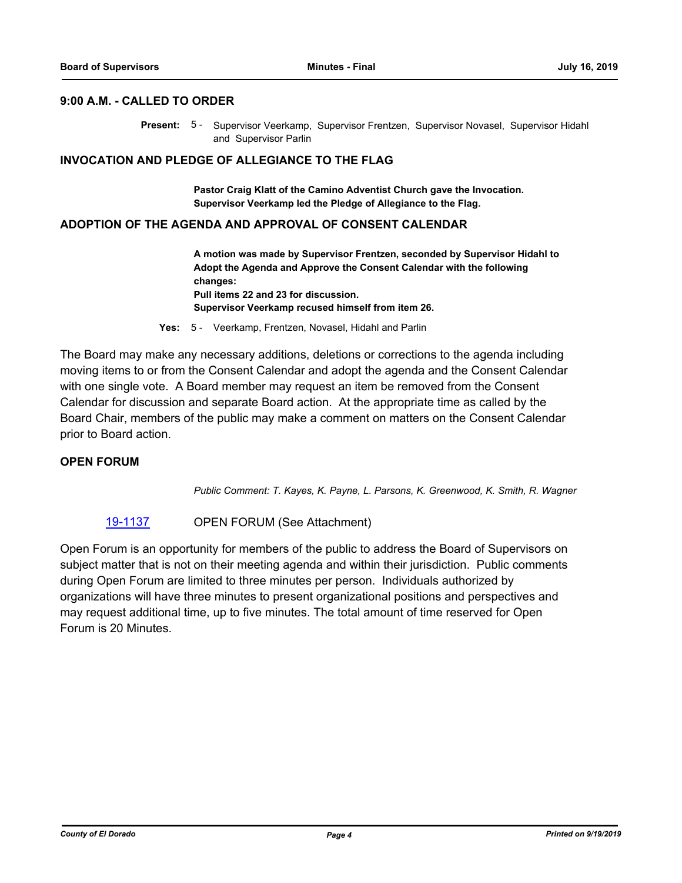## 9:00 A.M. - CALLED TO ORDER

**Present:** 5 - Supervisor Veerkamp, Supervisor Frentzen, Supervisor Novasel, Supervisor Hidahl and Supervisor Parlin

## INVOCATION AND PLEDGE OF ALLEGIANCE TO THE FLAG

**Pastor Craig Klatt of the Camino Adventist Church gave the Invocation.**
**Supervisor Veerkamp led the Pledge of Allegiance to the Flag.**

## ADOPTION OF THE AGENDA AND APPROVAL OF CONSENT CALENDAR

**A motion was made by Supervisor Frentzen, seconded by Supervisor Hidahl to Adopt the Agenda and Approve the Consent Calendar with the following changes:**
**Pull items 22 and 23 for discussion.**
**Supervisor Veerkamp recused himself from item 26.**

**Yes:** 5 - Veerkamp, Frentzen, Novasel, Hidahl and Parlin

The Board may make any necessary additions, deletions or corrections to the agenda including moving items to or from the Consent Calendar and adopt the agenda and the Consent Calendar with one single vote. A Board member may request an item be removed from the Consent Calendar for discussion and separate Board action. At the appropriate time as called by the Board Chair, members of the public may make a comment on matters on the Consent Calendar prior to Board action.

## OPEN FORUM

*Public Comment: T. Kayes, K. Payne, L. Parsons, K. Greenwood, K. Smith, R. Wagner*

19-1137 OPEN FORUM (See Attachment)

Open Forum is an opportunity for members of the public to address the Board of Supervisors on subject matter that is not on their meeting agenda and within their jurisdiction. Public comments during Open Forum are limited to three minutes per person. Individuals authorized by organizations will have three minutes to present organizational positions and perspectives and may request additional time, up to five minutes. The total amount of time reserved for Open Forum is 20 Minutes.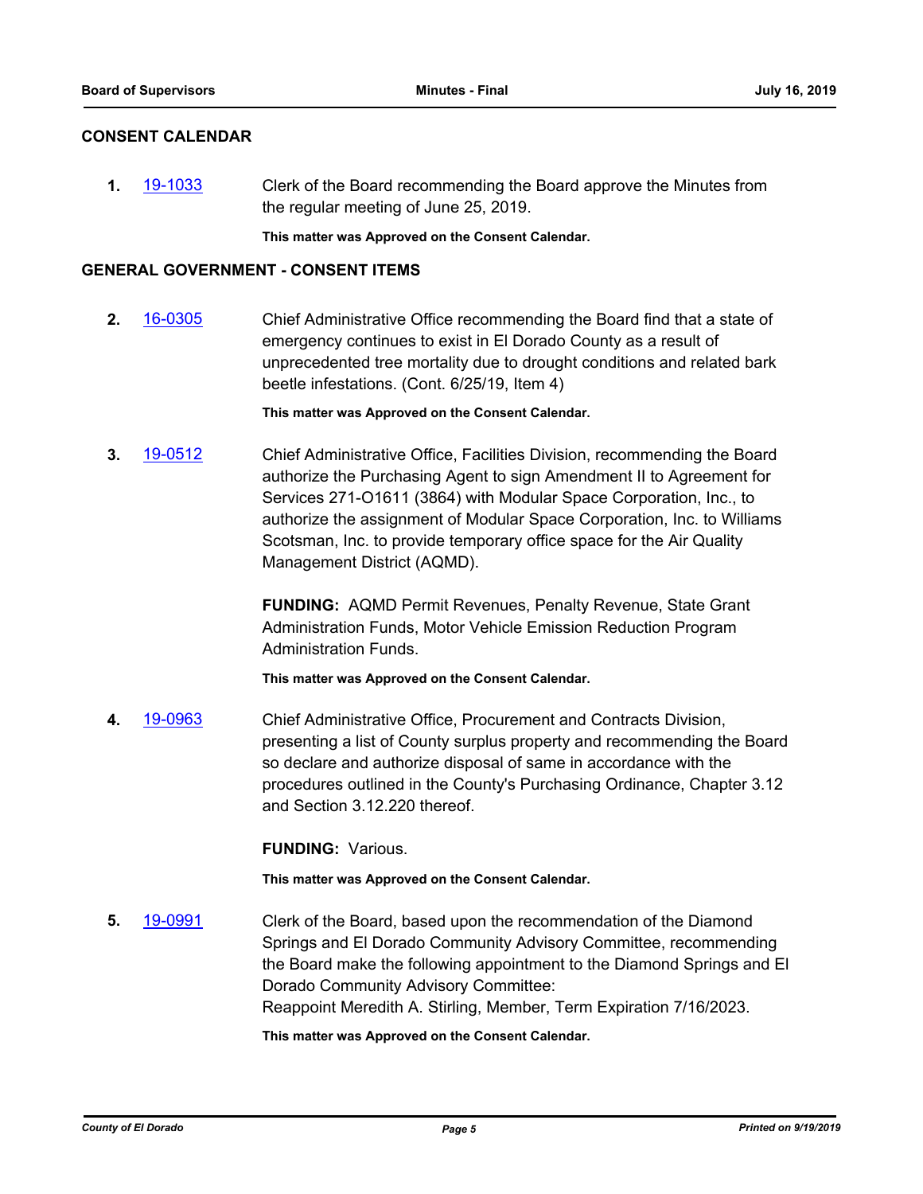## CONSENT CALENDAR

**1.** [19-1033](19-1033) Clerk of the Board recommending the Board approve the Minutes from the regular meeting of June 25, 2019.

**This matter was Approved on the Consent Calendar.**

## GENERAL GOVERNMENT - CONSENT ITEMS

**2.** [16-0305](16-0305) Chief Administrative Office recommending the Board find that a state of emergency continues to exist in El Dorado County as a result of unprecedented tree mortality due to drought conditions and related bark beetle infestations. (Cont. 6/25/19, Item 4)

**This matter was Approved on the Consent Calendar.**

**3.** [19-0512](19-0512) Chief Administrative Office, Facilities Division, recommending the Board authorize the Purchasing Agent to sign Amendment II to Agreement for Services 271-O1611 (3864) with Modular Space Corporation, Inc., to authorize the assignment of Modular Space Corporation, Inc. to Williams Scotsman, Inc. to provide temporary office space for the Air Quality Management District (AQMD).

**FUNDING:** AQMD Permit Revenues, Penalty Revenue, State Grant Administration Funds, Motor Vehicle Emission Reduction Program Administration Funds.

**This matter was Approved on the Consent Calendar.**

**4.** [19-0963](19-0963) Chief Administrative Office, Procurement and Contracts Division, presenting a list of County surplus property and recommending the Board so declare and authorize disposal of same in accordance with the procedures outlined in the County's Purchasing Ordinance, Chapter 3.12 and Section 3.12.220 thereof.

**FUNDING:** Various.

**This matter was Approved on the Consent Calendar.**

**5.** [19-0991](19-0991) Clerk of the Board, based upon the recommendation of the Diamond Springs and El Dorado Community Advisory Committee, recommending the Board make the following appointment to the Diamond Springs and El Dorado Community Advisory Committee:
Reappoint Meredith A. Stirling, Member, Term Expiration 7/16/2023.

**This matter was Approved on the Consent Calendar.**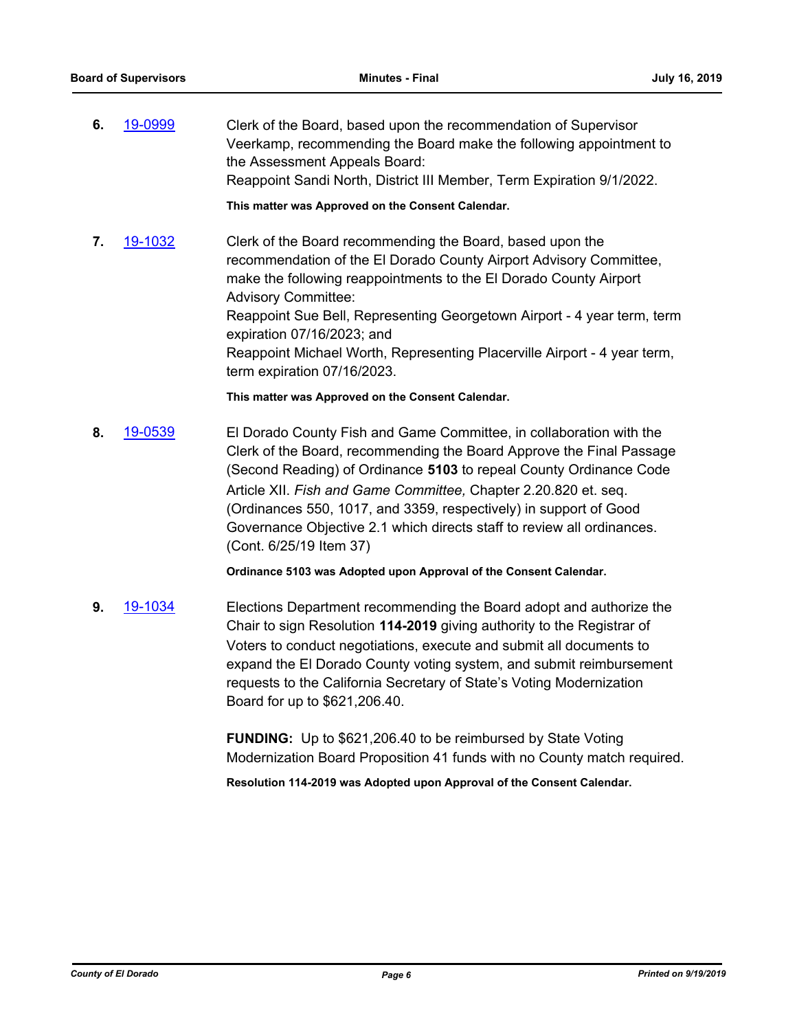**6.** 19-0999 Clerk of the Board, based upon the recommendation of Supervisor Veerkamp, recommending the Board make the following appointment to the Assessment Appeals Board:
Reappoint Sandi North, District III Member, Term Expiration 9/1/2022.

**This matter was Approved on the Consent Calendar.**

**7.** 19-1032 Clerk of the Board recommending the Board, based upon the recommendation of the El Dorado County Airport Advisory Committee, make the following reappointments to the El Dorado County Airport Advisory Committee:
Reappoint Sue Bell, Representing Georgetown Airport - 4 year term, term expiration 07/16/2023; and
Reappoint Michael Worth, Representing Placerville Airport - 4 year term, term expiration 07/16/2023.

**This matter was Approved on the Consent Calendar.**

**8.** 19-0539 El Dorado County Fish and Game Committee, in collaboration with the Clerk of the Board, recommending the Board Approve the Final Passage (Second Reading) of Ordinance **5103** to repeal County Ordinance Code Article XII. *Fish and Game Committee,* Chapter 2.20.820 et. seq. (Ordinances 550, 1017, and 3359, respectively) in support of Good Governance Objective 2.1 which directs staff to review all ordinances. (Cont. 6/25/19 Item 37)

**Ordinance 5103 was Adopted upon Approval of the Consent Calendar.**

**9.** 19-1034 Elections Department recommending the Board adopt and authorize the Chair to sign Resolution **114-2019** giving authority to the Registrar of Voters to conduct negotiations, execute and submit all documents to expand the El Dorado County voting system, and submit reimbursement requests to the California Secretary of State's Voting Modernization Board for up to $621,206.40.

**FUNDING:** Up to $621,206.40 to be reimbursed by State Voting Modernization Board Proposition 41 funds with no County match required.

**Resolution 114-2019 was Adopted upon Approval of the Consent Calendar.**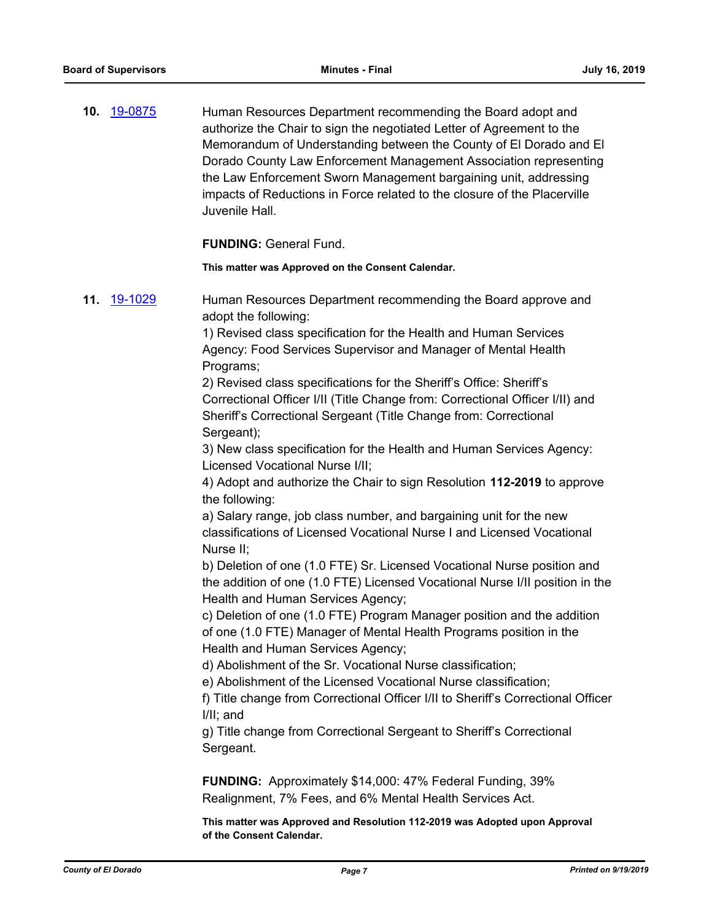**10.** [19-0875](19-0875) Human Resources Department recommending the Board adopt and authorize the Chair to sign the negotiated Letter of Agreement to the Memorandum of Understanding between the County of El Dorado and El Dorado County Law Enforcement Management Association representing the Law Enforcement Sworn Management bargaining unit, addressing impacts of Reductions in Force related to the closure of the Placerville Juvenile Hall.

**FUNDING:** General Fund.

**This matter was Approved on the Consent Calendar.**

**11.** [19-1029](19-1029) Human Resources Department recommending the Board approve and adopt the following:

1) Revised class specification for the Health and Human Services Agency: Food Services Supervisor and Manager of Mental Health Programs;

2) Revised class specifications for the Sheriff's Office: Sheriff's Correctional Officer I/II (Title Change from: Correctional Officer I/II) and Sheriff's Correctional Sergeant (Title Change from: Correctional Sergeant);

3) New class specification for the Health and Human Services Agency: Licensed Vocational Nurse I/II;

4) Adopt and authorize the Chair to sign Resolution **112-2019** to approve the following:

a) Salary range, job class number, and bargaining unit for the new classifications of Licensed Vocational Nurse I and Licensed Vocational Nurse II;

b) Deletion of one (1.0 FTE) Sr. Licensed Vocational Nurse position and the addition of one (1.0 FTE) Licensed Vocational Nurse I/II position in the Health and Human Services Agency;

c) Deletion of one (1.0 FTE) Program Manager position and the addition of one (1.0 FTE) Manager of Mental Health Programs position in the Health and Human Services Agency;

d) Abolishment of the Sr. Vocational Nurse classification;

e) Abolishment of the Licensed Vocational Nurse classification;

f) Title change from Correctional Officer I/II to Sheriff's Correctional Officer I/II; and

g) Title change from Correctional Sergeant to Sheriff's Correctional Sergeant.

**FUNDING:** Approximately $14,000: 47% Federal Funding, 39% Realignment, 7% Fees, and 6% Mental Health Services Act.

**This matter was Approved and Resolution 112-2019 was Adopted upon Approval of the Consent Calendar.**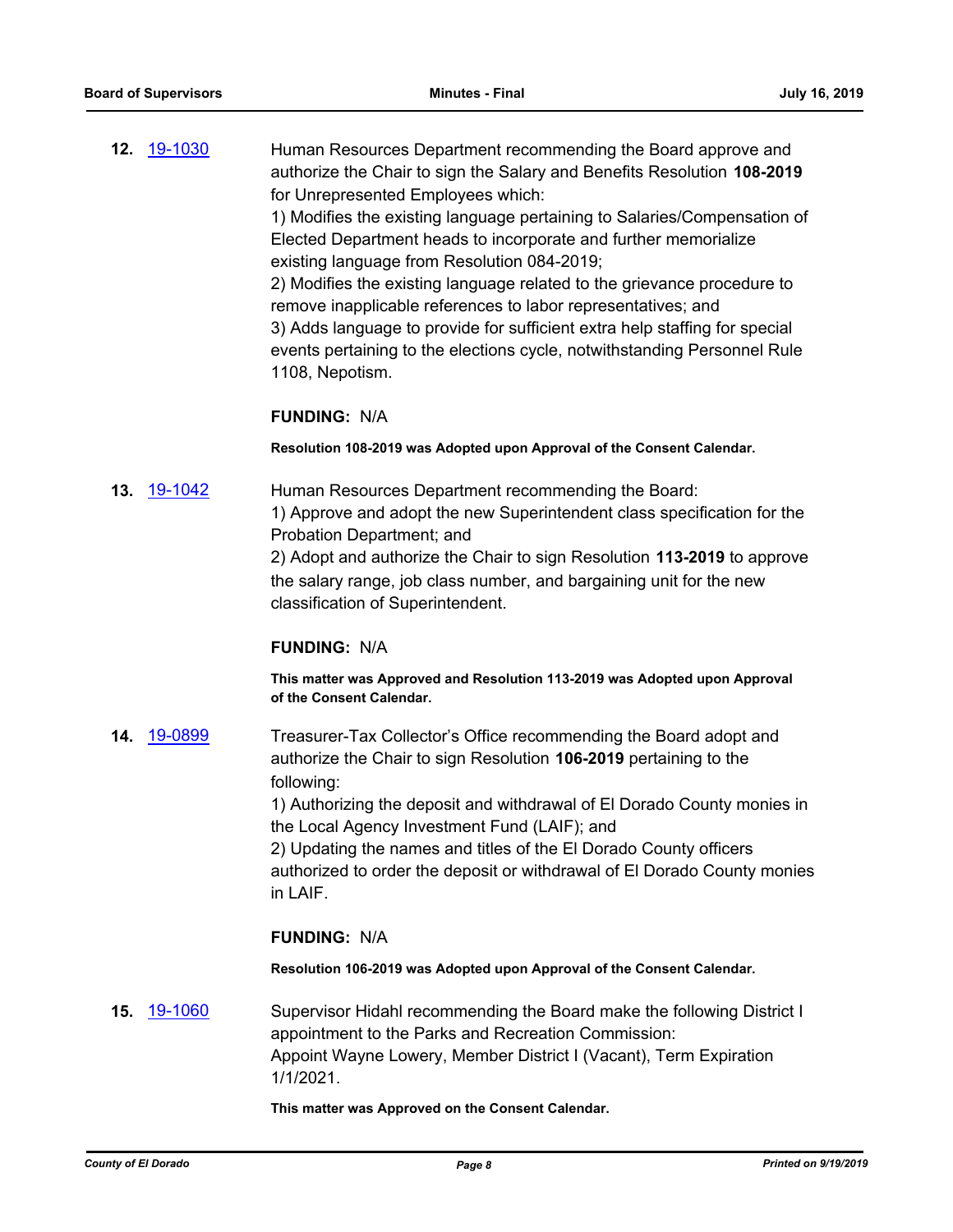**12.** 19-1030 Human Resources Department recommending the Board approve and authorize the Chair to sign the Salary and Benefits Resolution **108-2019** for Unrepresented Employees which:

1) Modifies the existing language pertaining to Salaries/Compensation of Elected Department heads to incorporate and further memorialize existing language from Resolution 084-2019;

2) Modifies the existing language related to the grievance procedure to remove inapplicable references to labor representatives; and

3) Adds language to provide for sufficient extra help staffing for special events pertaining to the elections cycle, notwithstanding Personnel Rule 1108, Nepotism.

**FUNDING:** N/A

**Resolution 108-2019 was Adopted upon Approval of the Consent Calendar.**

**13.** 19-1042 Human Resources Department recommending the Board:

1) Approve and adopt the new Superintendent class specification for the Probation Department; and

2) Adopt and authorize the Chair to sign Resolution **113-2019** to approve the salary range, job class number, and bargaining unit for the new classification of Superintendent.

**FUNDING:** N/A

**This matter was Approved and Resolution 113-2019 was Adopted upon Approval of the Consent Calendar.**

**14.** 19-0899 Treasurer-Tax Collector's Office recommending the Board adopt and authorize the Chair to sign Resolution **106-2019** pertaining to the following:

1) Authorizing the deposit and withdrawal of El Dorado County monies in the Local Agency Investment Fund (LAIF); and

2) Updating the names and titles of the El Dorado County officers authorized to order the deposit or withdrawal of El Dorado County monies in LAIF.

**FUNDING:** N/A

**Resolution 106-2019 was Adopted upon Approval of the Consent Calendar.**

**15.** 19-1060 Supervisor Hidahl recommending the Board make the following District I appointment to the Parks and Recreation Commission:

Appoint Wayne Lowery, Member District I (Vacant), Term Expiration 1/1/2021.

**This matter was Approved on the Consent Calendar.**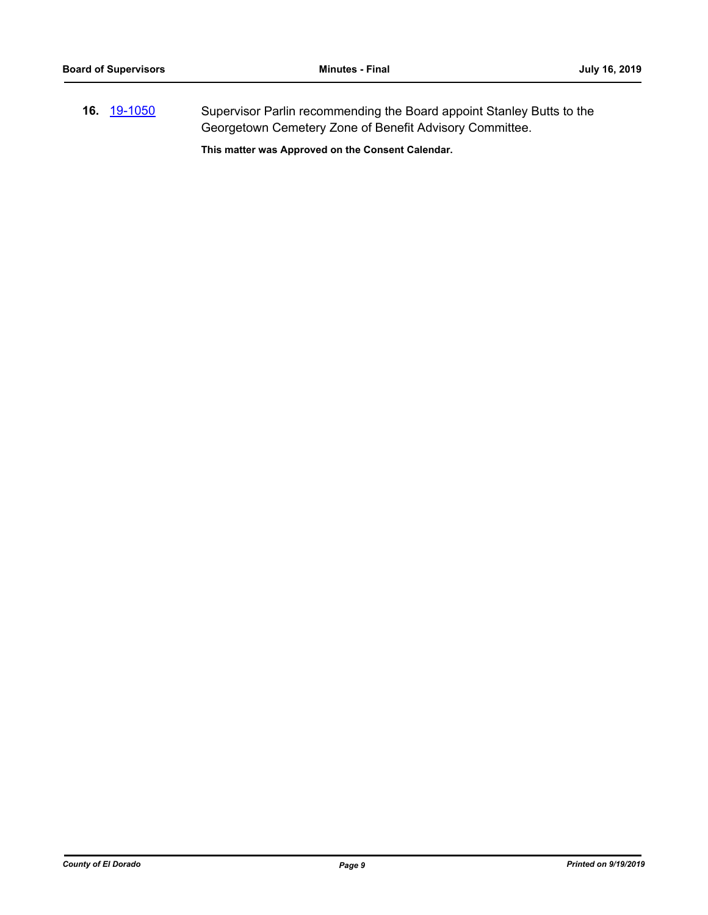**16.** [19-1050](19-1050) Supervisor Parlin recommending the Board appoint Stanley Butts to the Georgetown Cemetery Zone of Benefit Advisory Committee.

**This matter was Approved on the Consent Calendar.**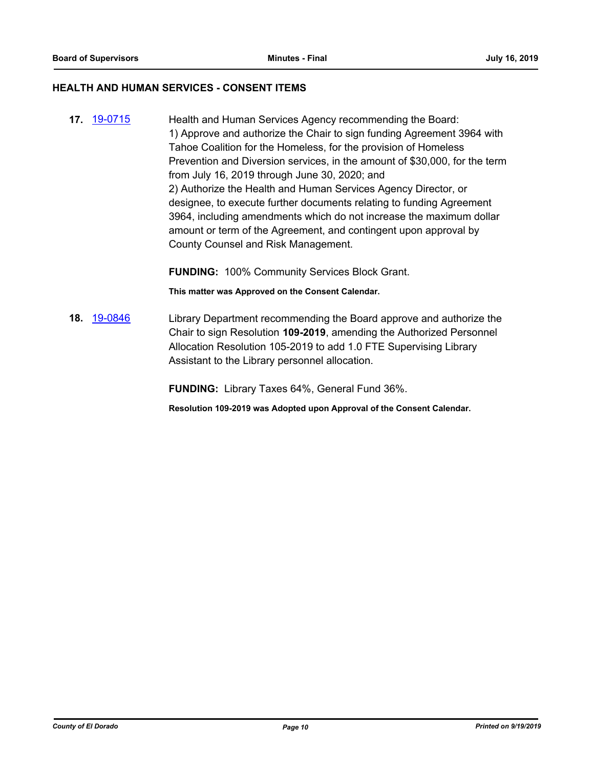## HEALTH AND HUMAN SERVICES - CONSENT ITEMS

**17.** 19-0715 Health and Human Services Agency recommending the Board:

1) Approve and authorize the Chair to sign funding Agreement 3964 with Tahoe Coalition for the Homeless, for the provision of Homeless Prevention and Diversion services, in the amount of $30,000, for the term from July 16, 2019 through June 30, 2020; and

2) Authorize the Health and Human Services Agency Director, or designee, to execute further documents relating to funding Agreement 3964, including amendments which do not increase the maximum dollar amount or term of the Agreement, and contingent upon approval by County Counsel and Risk Management.

**FUNDING:** 100% Community Services Block Grant.

**This matter was Approved on the Consent Calendar.**

**18.** 19-0846 Library Department recommending the Board approve and authorize the Chair to sign Resolution **109-2019**, amending the Authorized Personnel Allocation Resolution 105-2019 to add 1.0 FTE Supervising Library Assistant to the Library personnel allocation.

**FUNDING:** Library Taxes 64%, General Fund 36%.

**Resolution 109-2019 was Adopted upon Approval of the Consent Calendar.**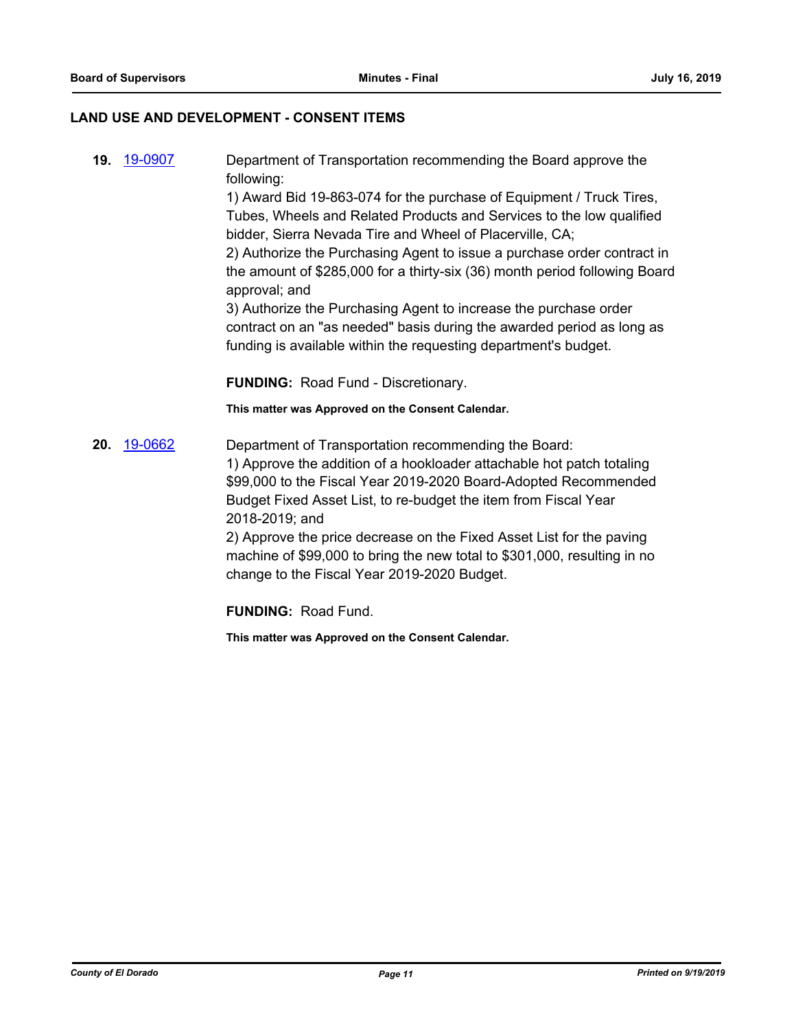## LAND USE AND DEVELOPMENT - CONSENT ITEMS

**19.** [19-0907](19-0907) Department of Transportation recommending the Board approve the following:

1) Award Bid 19-863-074 for the purchase of Equipment / Truck Tires, Tubes, Wheels and Related Products and Services to the low qualified bidder, Sierra Nevada Tire and Wheel of Placerville, CA;

2) Authorize the Purchasing Agent to issue a purchase order contract in the amount of $285,000 for a thirty-six (36) month period following Board approval; and

3) Authorize the Purchasing Agent to increase the purchase order contract on an "as needed" basis during the awarded period as long as funding is available within the requesting department's budget.

**FUNDING:** Road Fund - Discretionary.

**This matter was Approved on the Consent Calendar.**

**20.** [19-0662](19-0662) Department of Transportation recommending the Board:

1) Approve the addition of a hookloader attachable hot patch totaling $99,000 to the Fiscal Year 2019-2020 Board-Adopted Recommended Budget Fixed Asset List, to re-budget the item from Fiscal Year 2018-2019; and

2) Approve the price decrease on the Fixed Asset List for the paving machine of $99,000 to bring the new total to $301,000, resulting in no change to the Fiscal Year 2019-2020 Budget.

**FUNDING:** Road Fund.

**This matter was Approved on the Consent Calendar.**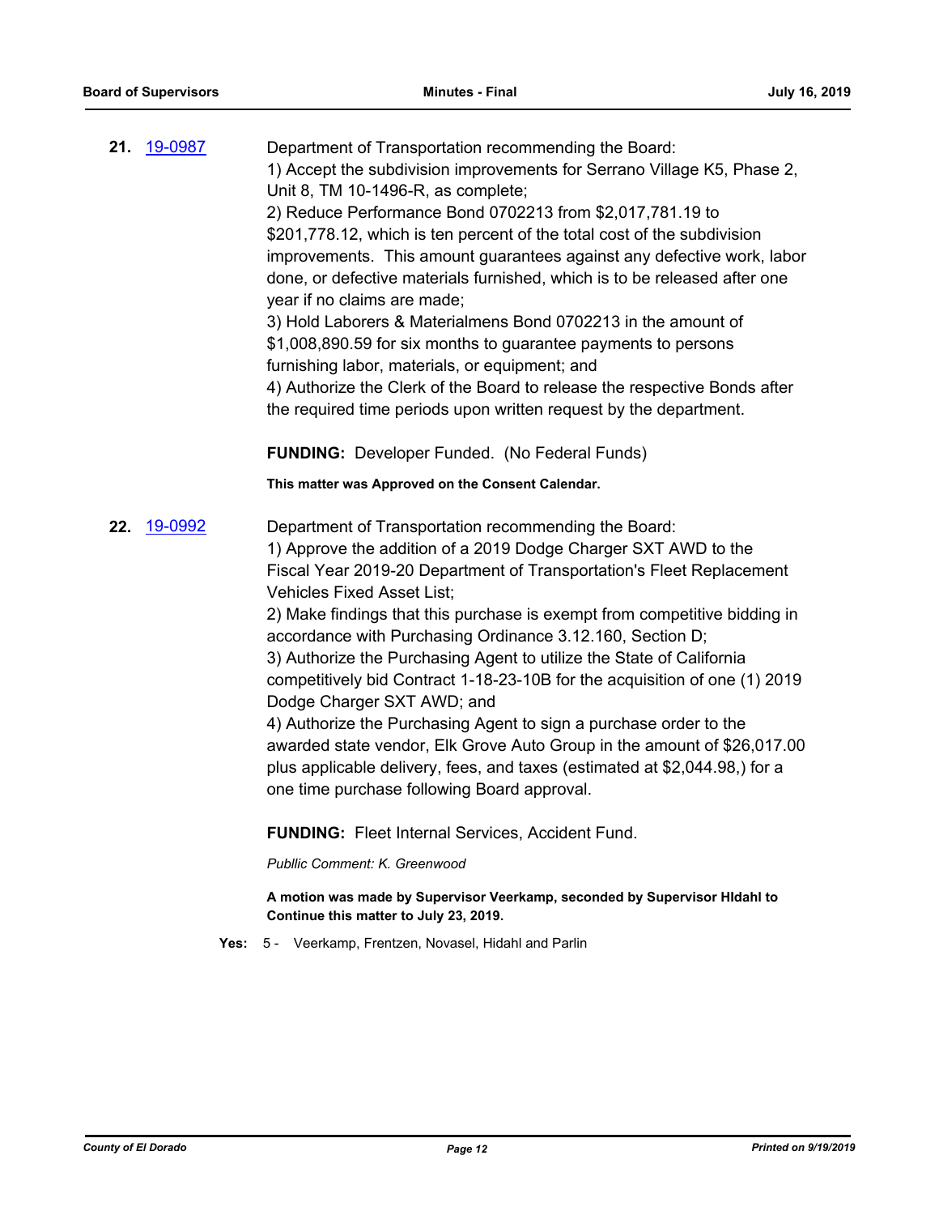**21.** 19-0987 Department of Transportation recommending the Board:

1) Accept the subdivision improvements for Serrano Village K5, Phase 2, Unit 8, TM 10-1496-R, as complete;
2) Reduce Performance Bond 0702213 from $2,017,781.19 to $201,778.12, which is ten percent of the total cost of the subdivision improvements. This amount guarantees against any defective work, labor done, or defective materials furnished, which is to be released after one year if no claims are made;
3) Hold Laborers & Materialmens Bond 0702213 in the amount of $1,008,890.59 for six months to guarantee payments to persons furnishing labor, materials, or equipment; and
4) Authorize the Clerk of the Board to release the respective Bonds after the required time periods upon written request by the department.

**FUNDING:** Developer Funded. (No Federal Funds)

**This matter was Approved on the Consent Calendar.**

**22.** 19-0992 Department of Transportation recommending the Board:

1) Approve the addition of a 2019 Dodge Charger SXT AWD to the Fiscal Year 2019-20 Department of Transportation's Fleet Replacement Vehicles Fixed Asset List;
2) Make findings that this purchase is exempt from competitive bidding in accordance with Purchasing Ordinance 3.12.160, Section D;
3) Authorize the Purchasing Agent to utilize the State of California competitively bid Contract 1-18-23-10B for the acquisition of one (1) 2019 Dodge Charger SXT AWD; and
4) Authorize the Purchasing Agent to sign a purchase order to the awarded state vendor, Elk Grove Auto Group in the amount of $26,017.00 plus applicable delivery, fees, and taxes (estimated at $2,044.98,) for a one time purchase following Board approval.

**FUNDING:** Fleet Internal Services, Accident Fund.

*Publlic Comment: K. Greenwood*

**A motion was made by Supervisor Veerkamp, seconded by Supervisor HIdahl to Continue this matter to July 23, 2019.**

**Yes:** 5 - Veerkamp, Frentzen, Novasel, Hidahl and Parlin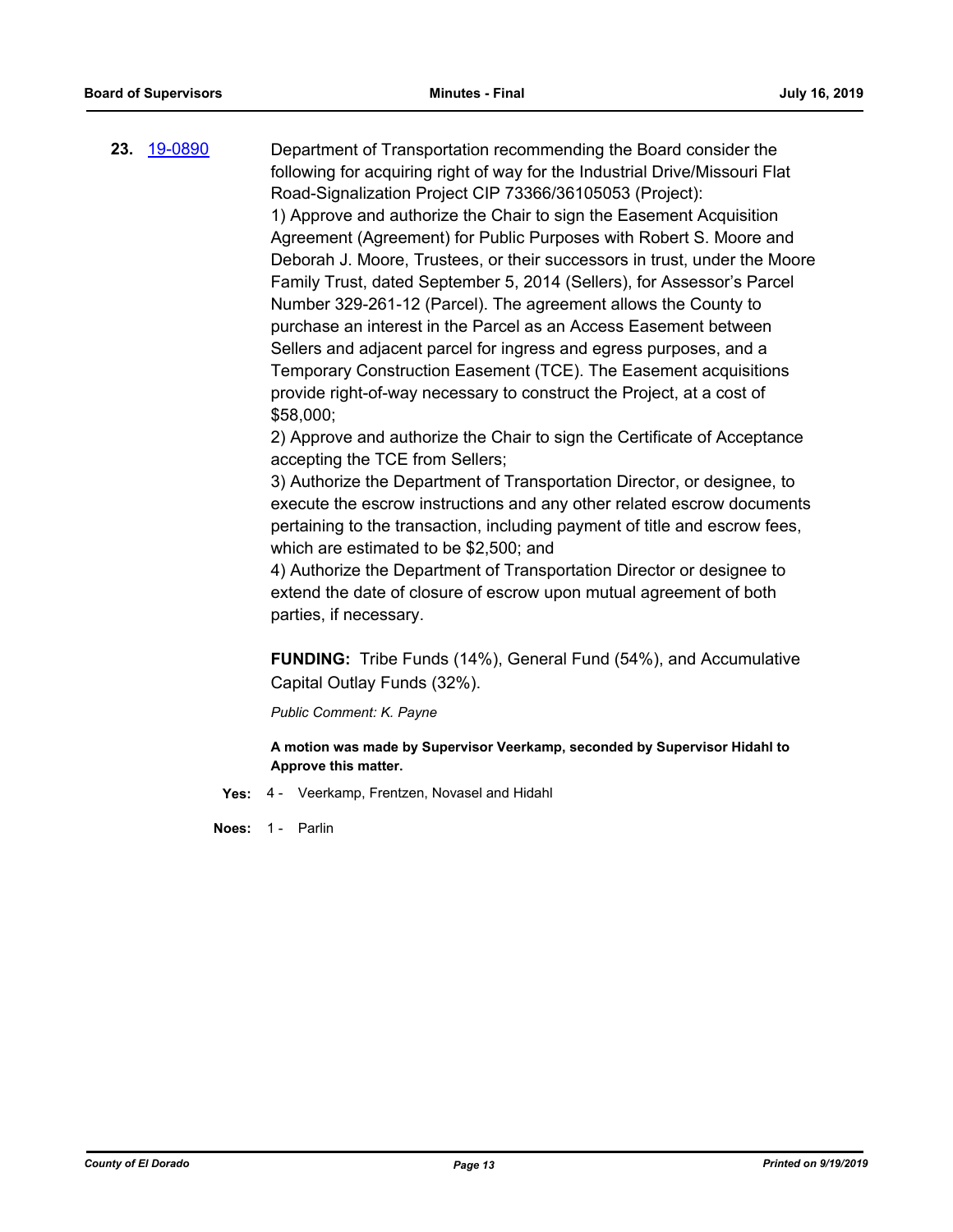**23.** [19-0890](19-0890)

Department of Transportation recommending the Board consider the following for acquiring right of way for the Industrial Drive/Missouri Flat Road-Signalization Project CIP 73366/36105053 (Project):
1) Approve and authorize the Chair to sign the Easement Acquisition Agreement (Agreement) for Public Purposes with Robert S. Moore and Deborah J. Moore, Trustees, or their successors in trust, under the Moore Family Trust, dated September 5, 2014 (Sellers), for Assessor's Parcel Number 329-261-12 (Parcel). The agreement allows the County to purchase an interest in the Parcel as an Access Easement between Sellers and adjacent parcel for ingress and egress purposes, and a Temporary Construction Easement (TCE). The Easement acquisitions provide right-of-way necessary to construct the Project, at a cost of $58,000;
2) Approve and authorize the Chair to sign the Certificate of Acceptance accepting the TCE from Sellers;
3) Authorize the Department of Transportation Director, or designee, to execute the escrow instructions and any other related escrow documents pertaining to the transaction, including payment of title and escrow fees, which are estimated to be $2,500; and
4) Authorize the Department of Transportation Director or designee to extend the date of closure of escrow upon mutual agreement of both parties, if necessary.

**FUNDING:** Tribe Funds (14%), General Fund (54%), and Accumulative Capital Outlay Funds (32%).

*Public Comment: K. Payne*

**A motion was made by Supervisor Veerkamp, seconded by Supervisor Hidahl to Approve this matter.**

**Yes:** 4 - Veerkamp, Frentzen, Novasel and Hidahl

**Noes:** 1 - Parlin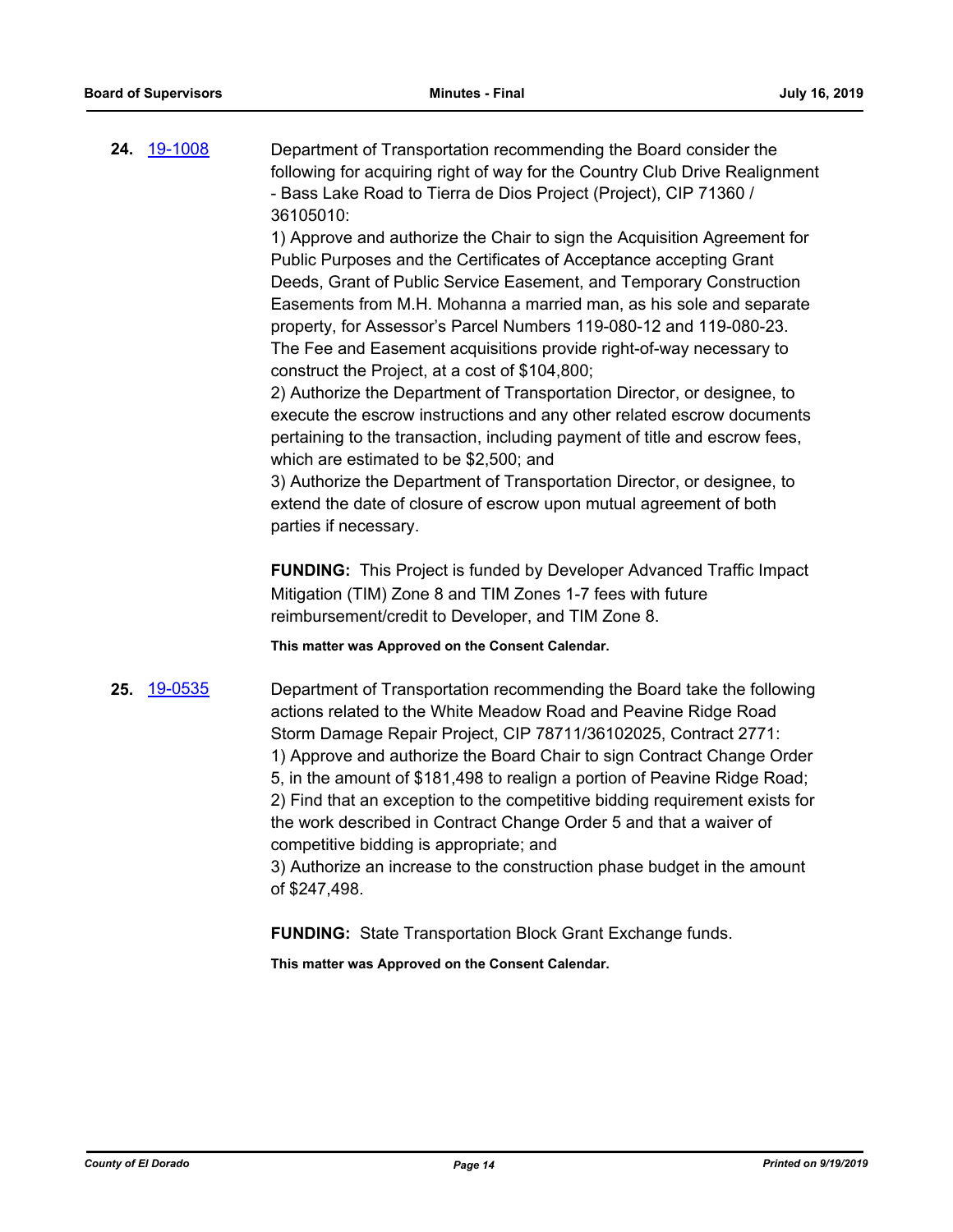**24.** 19-1008

Department of Transportation recommending the Board consider the following for acquiring right of way for the Country Club Drive Realignment - Bass Lake Road to Tierra de Dios Project (Project), CIP 71360 / 36105010:

1) Approve and authorize the Chair to sign the Acquisition Agreement for Public Purposes and the Certificates of Acceptance accepting Grant Deeds, Grant of Public Service Easement, and Temporary Construction Easements from M.H. Mohanna a married man, as his sole and separate property, for Assessor's Parcel Numbers 119-080-12 and 119-080-23. The Fee and Easement acquisitions provide right-of-way necessary to construct the Project, at a cost of $104,800;

2) Authorize the Department of Transportation Director, or designee, to execute the escrow instructions and any other related escrow documents pertaining to the transaction, including payment of title and escrow fees, which are estimated to be $2,500; and

3) Authorize the Department of Transportation Director, or designee, to extend the date of closure of escrow upon mutual agreement of both parties if necessary.

**FUNDING:** This Project is funded by Developer Advanced Traffic Impact Mitigation (TIM) Zone 8 and TIM Zones 1-7 fees with future reimbursement/credit to Developer, and TIM Zone 8.

**This matter was Approved on the Consent Calendar.**

**25.** 19-0535

Department of Transportation recommending the Board take the following actions related to the White Meadow Road and Peavine Ridge Road Storm Damage Repair Project, CIP 78711/36102025, Contract 2771:

1) Approve and authorize the Board Chair to sign Contract Change Order 5, in the amount of $181,498 to realign a portion of Peavine Ridge Road;

2) Find that an exception to the competitive bidding requirement exists for the work described in Contract Change Order 5 and that a waiver of competitive bidding is appropriate; and

3) Authorize an increase to the construction phase budget in the amount of $247,498.

**FUNDING:** State Transportation Block Grant Exchange funds.

**This matter was Approved on the Consent Calendar.**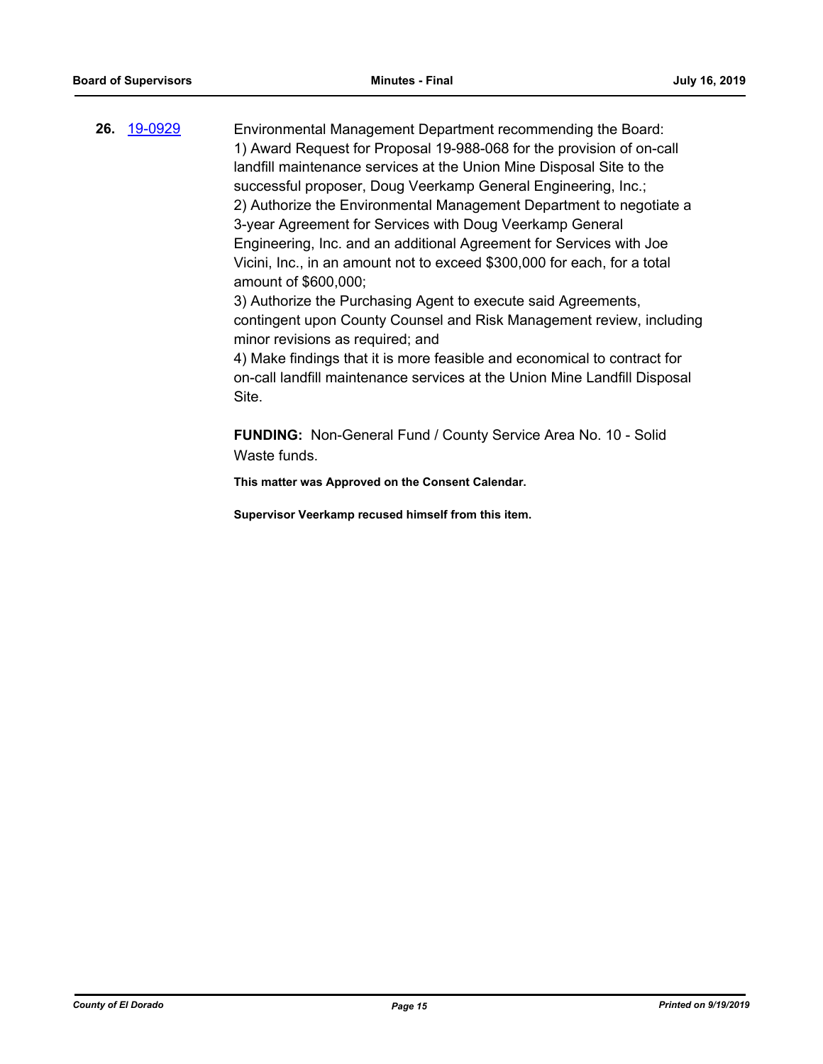**26.** 19-0929 Environmental Management Department recommending the Board:

1) Award Request for Proposal 19-988-068 for the provision of on-call landfill maintenance services at the Union Mine Disposal Site to the successful proposer, Doug Veerkamp General Engineering, Inc.;

2) Authorize the Environmental Management Department to negotiate a 3-year Agreement for Services with Doug Veerkamp General Engineering, Inc. and an additional Agreement for Services with Joe Vicini, Inc., in an amount not to exceed $300,000 for each, for a total amount of $600,000;

3) Authorize the Purchasing Agent to execute said Agreements, contingent upon County Counsel and Risk Management review, including minor revisions as required; and

4) Make findings that it is more feasible and economical to contract for on-call landfill maintenance services at the Union Mine Landfill Disposal Site.

**FUNDING:** Non-General Fund / County Service Area No. 10 - Solid Waste funds.

**This matter was Approved on the Consent Calendar.**

**Supervisor Veerkamp recused himself from this item.**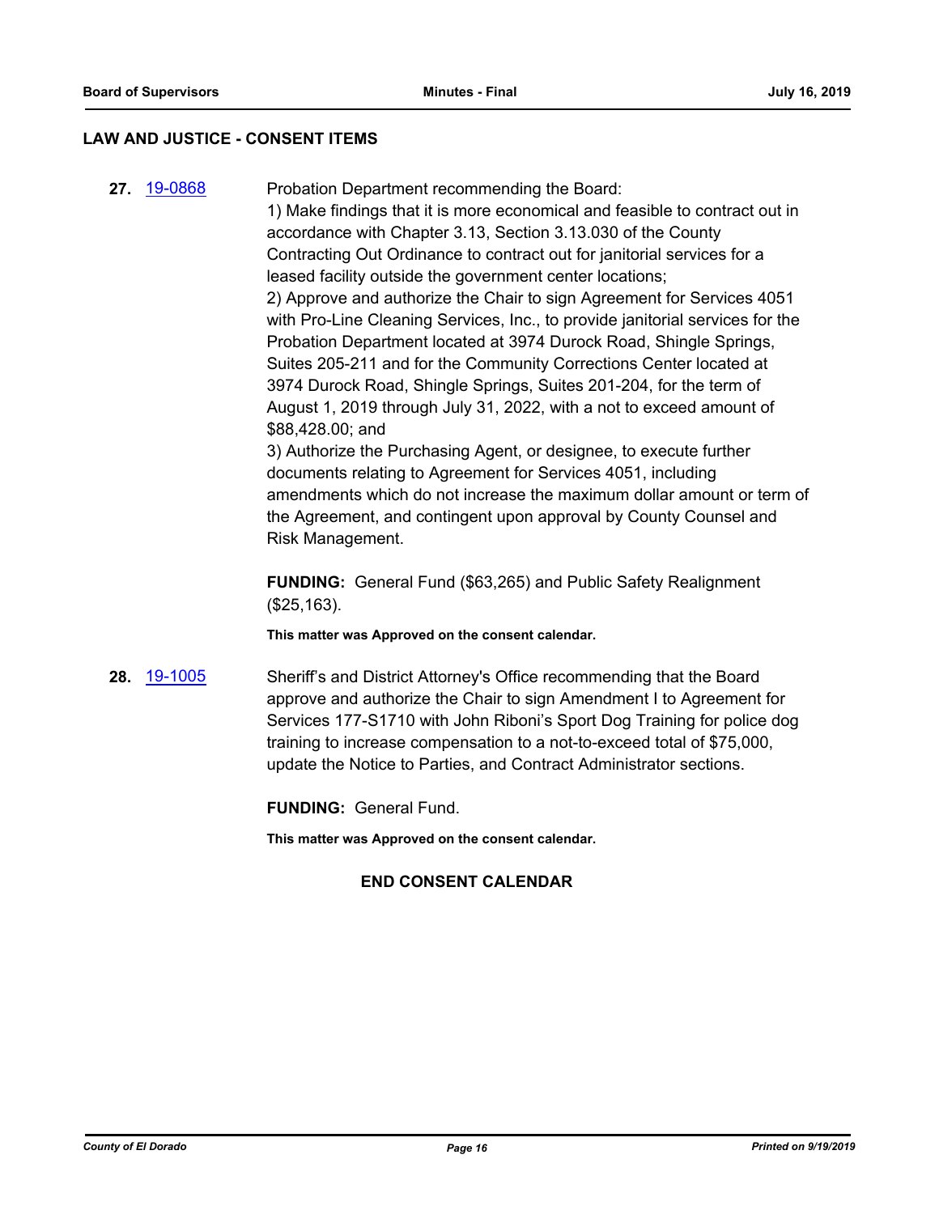## LAW AND JUSTICE - CONSENT ITEMS

**27.** 19-0868 Probation Department recommending the Board:

1) Make findings that it is more economical and feasible to contract out in accordance with Chapter 3.13, Section 3.13.030 of the County Contracting Out Ordinance to contract out for janitorial services for a leased facility outside the government center locations;
2) Approve and authorize the Chair to sign Agreement for Services 4051 with Pro-Line Cleaning Services, Inc., to provide janitorial services for the Probation Department located at 3974 Durock Road, Shingle Springs, Suites 205-211 and for the Community Corrections Center located at 3974 Durock Road, Shingle Springs, Suites 201-204, for the term of August 1, 2019 through July 31, 2022, with a not to exceed amount of $88,428.00; and
3) Authorize the Purchasing Agent, or designee, to execute further documents relating to Agreement for Services 4051, including amendments which do not increase the maximum dollar amount or term of the Agreement, and contingent upon approval by County Counsel and Risk Management.

**FUNDING:** General Fund ($63,265) and Public Safety Realignment ($25,163).

**This matter was Approved on the consent calendar.**

**28.** 19-1005 Sheriff's and District Attorney's Office recommending that the Board approve and authorize the Chair to sign Amendment I to Agreement for Services 177-S1710 with John Riboni's Sport Dog Training for police dog training to increase compensation to a not-to-exceed total of $75,000, update the Notice to Parties, and Contract Administrator sections.

**FUNDING:** General Fund.

**This matter was Approved on the consent calendar.**

**END CONSENT CALENDAR**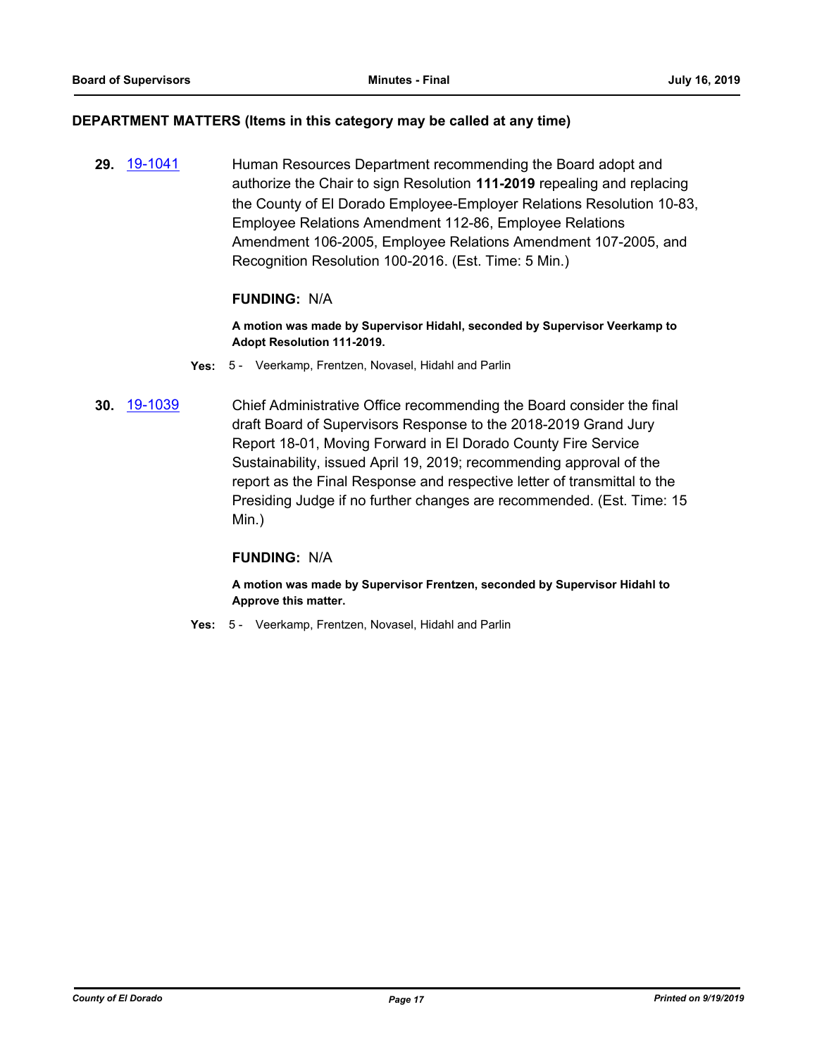## DEPARTMENT MATTERS (Items in this category may be called at any time)

**29.** [19-1041] Human Resources Department recommending the Board adopt and authorize the Chair to sign Resolution **111-2019** repealing and replacing the County of El Dorado Employee-Employer Relations Resolution 10-83, Employee Relations Amendment 112-86, Employee Relations Amendment 106-2005, Employee Relations Amendment 107-2005, and Recognition Resolution 100-2016. (Est. Time: 5 Min.)

**FUNDING:** N/A

**A motion was made by Supervisor Hidahl, seconded by Supervisor Veerkamp to Adopt Resolution 111-2019.**

**Yes:** 5 - Veerkamp, Frentzen, Novasel, Hidahl and Parlin

**30.** [19-1039] Chief Administrative Office recommending the Board consider the final draft Board of Supervisors Response to the 2018-2019 Grand Jury Report 18-01, Moving Forward in El Dorado County Fire Service Sustainability, issued April 19, 2019; recommending approval of the report as the Final Response and respective letter of transmittal to the Presiding Judge if no further changes are recommended. (Est. Time: 15 Min.)

**FUNDING:** N/A

**A motion was made by Supervisor Frentzen, seconded by Supervisor Hidahl to Approve this matter.**

**Yes:** 5 - Veerkamp, Frentzen, Novasel, Hidahl and Parlin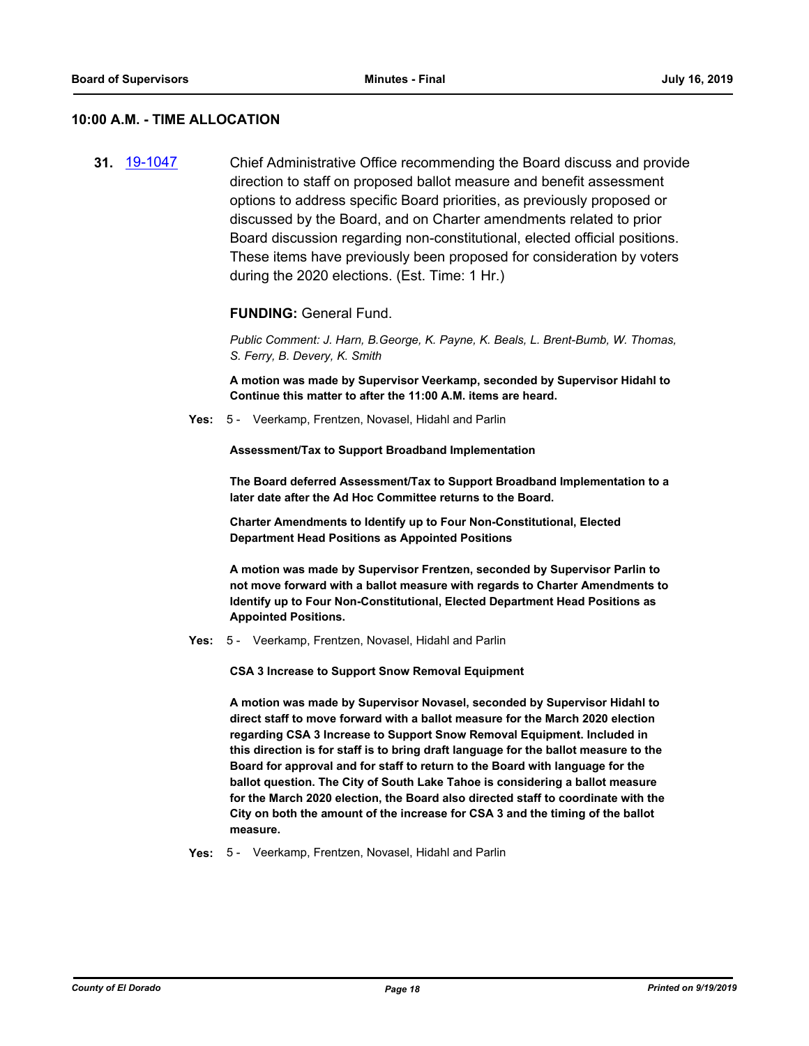## 10:00 A.M. - TIME ALLOCATION

**31.** 19-1047 Chief Administrative Office recommending the Board discuss and provide direction to staff on proposed ballot measure and benefit assessment options to address specific Board priorities, as previously proposed or discussed by the Board, and on Charter amendments related to prior Board discussion regarding non-constitutional, elected official positions. These items have previously been proposed for consideration by voters during the 2020 elections. (Est. Time: 1 Hr.)

**FUNDING:** General Fund.

*Public Comment: J. Harn, B.George, K. Payne, K. Beals, L. Brent-Bumb, W. Thomas, S. Ferry, B. Devery, K. Smith*

**A motion was made by Supervisor Veerkamp, seconded by Supervisor Hidahl to Continue this matter to after the 11:00 A.M. items are heard.**

**Yes:** 5 - Veerkamp, Frentzen, Novasel, Hidahl and Parlin

**Assessment/Tax to Support Broadband Implementation**

**The Board deferred Assessment/Tax to Support Broadband Implementation to a later date after the Ad Hoc Committee returns to the Board.**

**Charter Amendments to Identify up to Four Non-Constitutional, Elected Department Head Positions as Appointed Positions**

**A motion was made by Supervisor Frentzen, seconded by Supervisor Parlin to not move forward with a ballot measure with regards to Charter Amendments to Identify up to Four Non-Constitutional, Elected Department Head Positions as Appointed Positions.**

**Yes:** 5 - Veerkamp, Frentzen, Novasel, Hidahl and Parlin

**CSA 3 Increase to Support Snow Removal Equipment**

**A motion was made by Supervisor Novasel, seconded by Supervisor Hidahl to direct staff to move forward with a ballot measure for the March 2020 election regarding CSA 3 Increase to Support Snow Removal Equipment. Included in this direction is for staff is to bring draft language for the ballot measure to the Board for approval and for staff to return to the Board with language for the ballot question. The City of South Lake Tahoe is considering a ballot measure for the March 2020 election, the Board also directed staff to coordinate with the City on both the amount of the increase for CSA 3 and the timing of the ballot measure.**

**Yes:** 5 - Veerkamp, Frentzen, Novasel, Hidahl and Parlin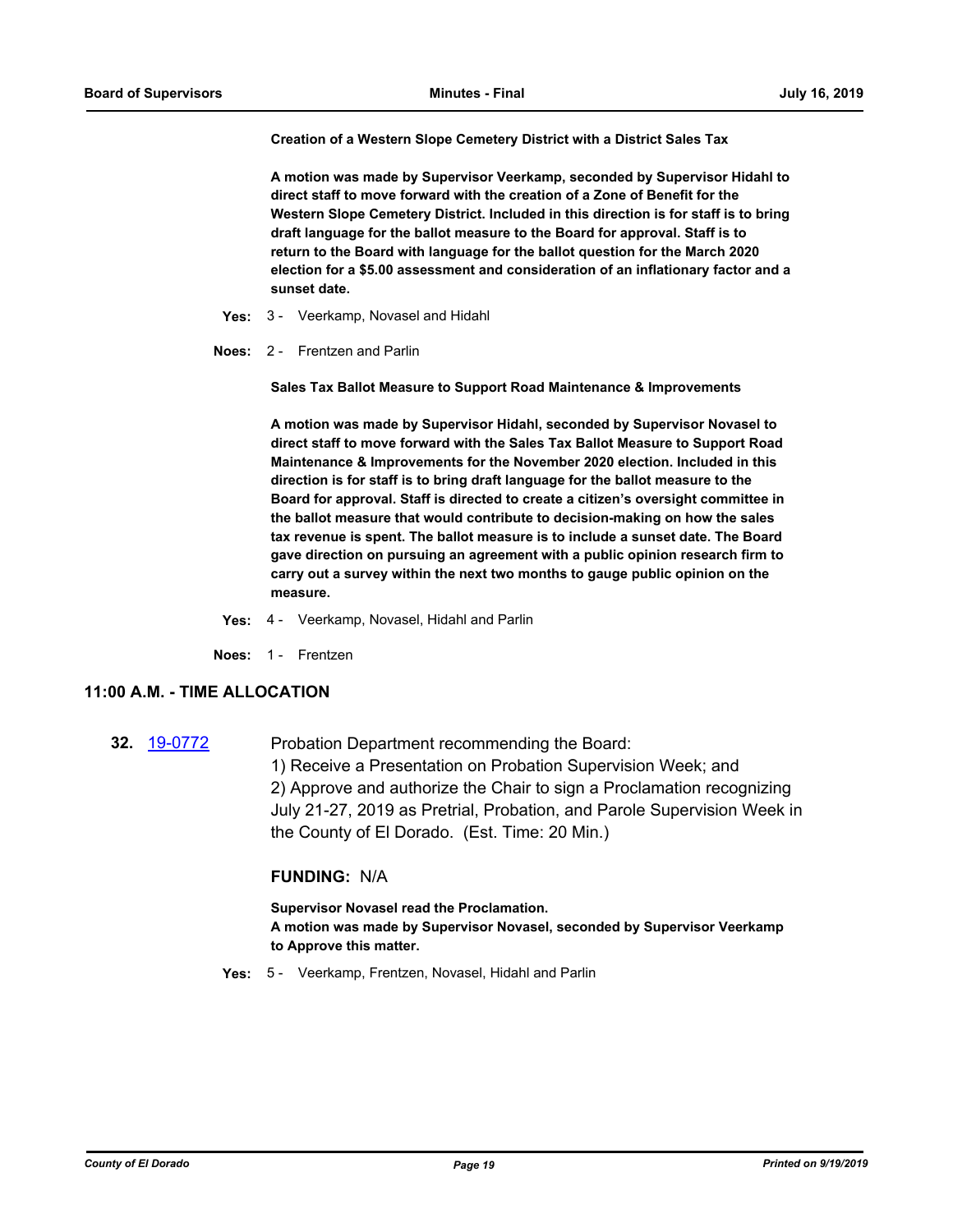**Creation of a Western Slope Cemetery District with a District Sales Tax**

**A motion was made by Supervisor Veerkamp, seconded by Supervisor Hidahl to direct staff to move forward with the creation of a Zone of Benefit for the Western Slope Cemetery District. Included in this direction is for staff is to bring draft language for the ballot measure to the Board for approval. Staff is to return to the Board with language for the ballot question for the March 2020 election for a $5.00 assessment and consideration of an inflationary factor and a sunset date.**

**Yes:** 3 - Veerkamp, Novasel and Hidahl

**Noes:** 2 - Frentzen and Parlin

**Sales Tax Ballot Measure to Support Road Maintenance & Improvements**

**A motion was made by Supervisor Hidahl, seconded by Supervisor Novasel to direct staff to move forward with the Sales Tax Ballot Measure to Support Road Maintenance & Improvements for the November 2020 election. Included in this direction is for staff is to bring draft language for the ballot measure to the Board for approval. Staff is directed to create a citizen's oversight committee in the ballot measure that would contribute to decision-making on how the sales tax revenue is spent. The ballot measure is to include a sunset date. The Board gave direction on pursuing an agreement with a public opinion research firm to carry out a survey within the next two months to gauge public opinion on the measure.**

**Yes:** 4 - Veerkamp, Novasel, Hidahl and Parlin

**Noes:** 1 - Frentzen

## 11:00 A.M. - TIME ALLOCATION

**32.** 19-0772 Probation Department recommending the Board:
1) Receive a Presentation on Probation Supervision Week; and
2) Approve and authorize the Chair to sign a Proclamation recognizing July 21-27, 2019 as Pretrial, Probation, and Parole Supervision Week in the County of El Dorado. (Est. Time: 20 Min.)

**FUNDING:** N/A

**Supervisor Novasel read the Proclamation.**
**A motion was made by Supervisor Novasel, seconded by Supervisor Veerkamp to Approve this matter.**

**Yes:** 5 - Veerkamp, Frentzen, Novasel, Hidahl and Parlin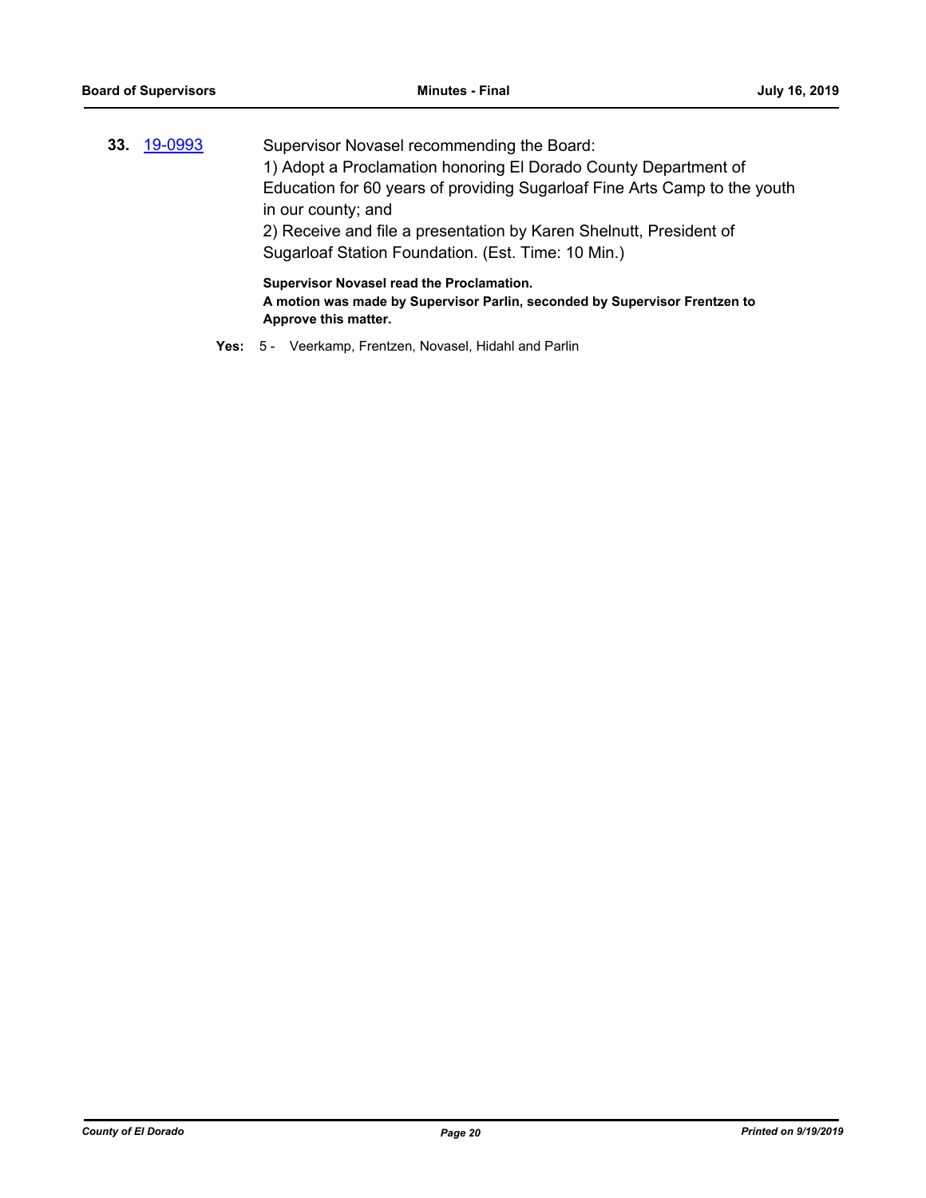**33.** 19-0993

Supervisor Novasel recommending the Board:
1) Adopt a Proclamation honoring El Dorado County Department of Education for 60 years of providing Sugarloaf Fine Arts Camp to the youth in our county; and
2) Receive and file a presentation by Karen Shelnutt, President of Sugarloaf Station Foundation. (Est. Time: 10 Min.)

**Supervisor Novasel read the Proclamation.**
**A motion was made by Supervisor Parlin, seconded by Supervisor Frentzen to Approve this matter.**

**Yes:** 5 - Veerkamp, Frentzen, Novasel, Hidahl and Parlin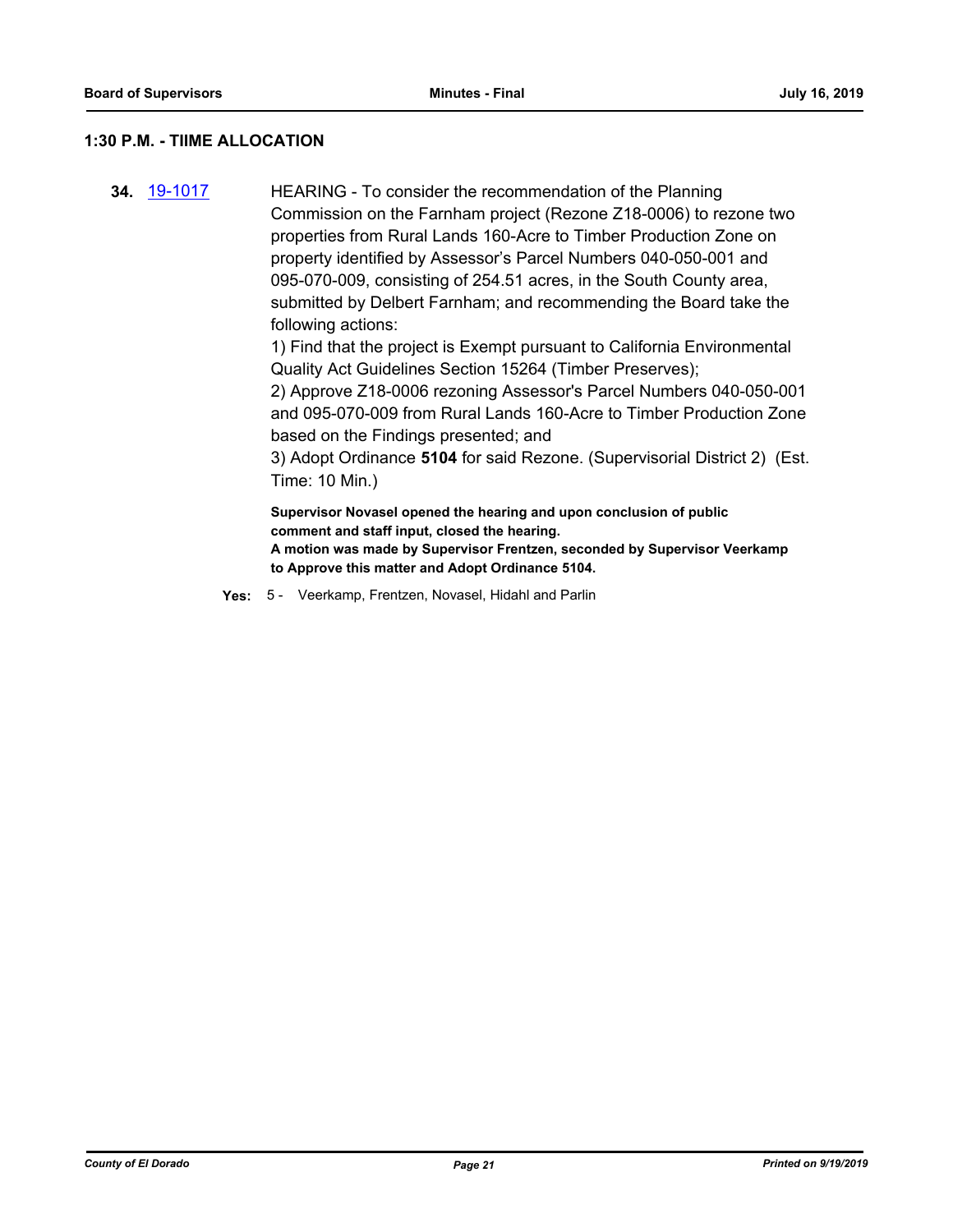## 1:30 P.M. - TIIME ALLOCATION

**34.** [19-1017](19-1017) HEARING - To consider the recommendation of the Planning Commission on the Farnham project (Rezone Z18-0006) to rezone two properties from Rural Lands 160-Acre to Timber Production Zone on property identified by Assessor's Parcel Numbers 040-050-001 and 095-070-009, consisting of 254.51 acres, in the South County area, submitted by Delbert Farnham; and recommending the Board take the following actions:

1) Find that the project is Exempt pursuant to California Environmental Quality Act Guidelines Section 15264 (Timber Preserves);

2) Approve Z18-0006 rezoning Assessor's Parcel Numbers 040-050-001 and 095-070-009 from Rural Lands 160-Acre to Timber Production Zone based on the Findings presented; and

3) Adopt Ordinance **5104** for said Rezone. (Supervisorial District 2) (Est. Time: 10 Min.)

**Supervisor Novasel opened the hearing and upon conclusion of public comment and staff input, closed the hearing.**

**A motion was made by Supervisor Frentzen, seconded by Supervisor Veerkamp to Approve this matter and Adopt Ordinance 5104.**

**Yes:** 5 - Veerkamp, Frentzen, Novasel, Hidahl and Parlin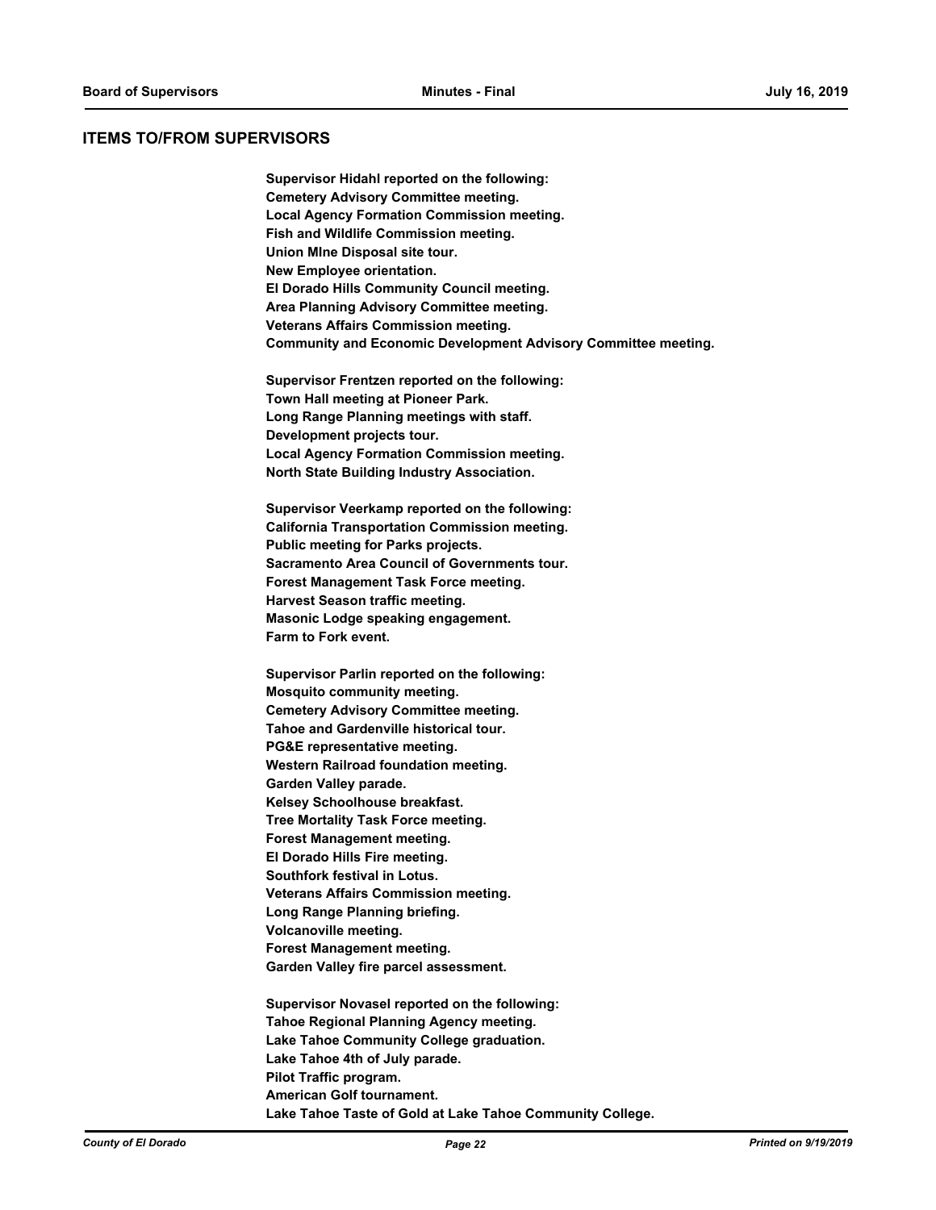## ITEMS TO/FROM SUPERVISORS

**Supervisor Hidahl reported on the following:**
**Cemetery Advisory Committee meeting.**
**Local Agency Formation Commission meeting.**
**Fish and Wildlife Commission meeting.**
**Union MIne Disposal site tour.**
**New Employee orientation.**
**El Dorado Hills Community Council meeting.**
**Area Planning Advisory Committee meeting.**
**Veterans Affairs Commission meeting.**
**Community and Economic Development Advisory Committee meeting.**

**Supervisor Frentzen reported on the following:**
**Town Hall meeting at Pioneer Park.**
**Long Range Planning meetings with staff.**
**Development projects tour.**
**Local Agency Formation Commission meeting.**
**North State Building Industry Association.**

**Supervisor Veerkamp reported on the following:**
**California Transportation Commission meeting.**
**Public meeting for Parks projects.**
**Sacramento Area Council of Governments tour.**
**Forest Management Task Force meeting.**
**Harvest Season traffic meeting.**
**Masonic Lodge speaking engagement.**
**Farm to Fork event.**

**Supervisor Parlin reported on the following:**
**Mosquito community meeting.**
**Cemetery Advisory Committee meeting.**
**Tahoe and Gardenville historical tour.**
**PG&E representative meeting.**
**Western Railroad foundation meeting.**
**Garden Valley parade.**
**Kelsey Schoolhouse breakfast.**
**Tree Mortality Task Force meeting.**
**Forest Management meeting.**
**El Dorado Hills Fire meeting.**
**Southfork festival in Lotus.**
**Veterans Affairs Commission meeting.**
**Long Range Planning briefing.**
**Volcanoville meeting.**
**Forest Management meeting.**
**Garden Valley fire parcel assessment.**

**Supervisor Novasel reported on the following:**
**Tahoe Regional Planning Agency meeting.**
**Lake Tahoe Community College graduation.**
**Lake Tahoe 4th of July parade.**
**Pilot Traffic program.**
**American Golf tournament.**
**Lake Tahoe Taste of Gold at Lake Tahoe Community College.**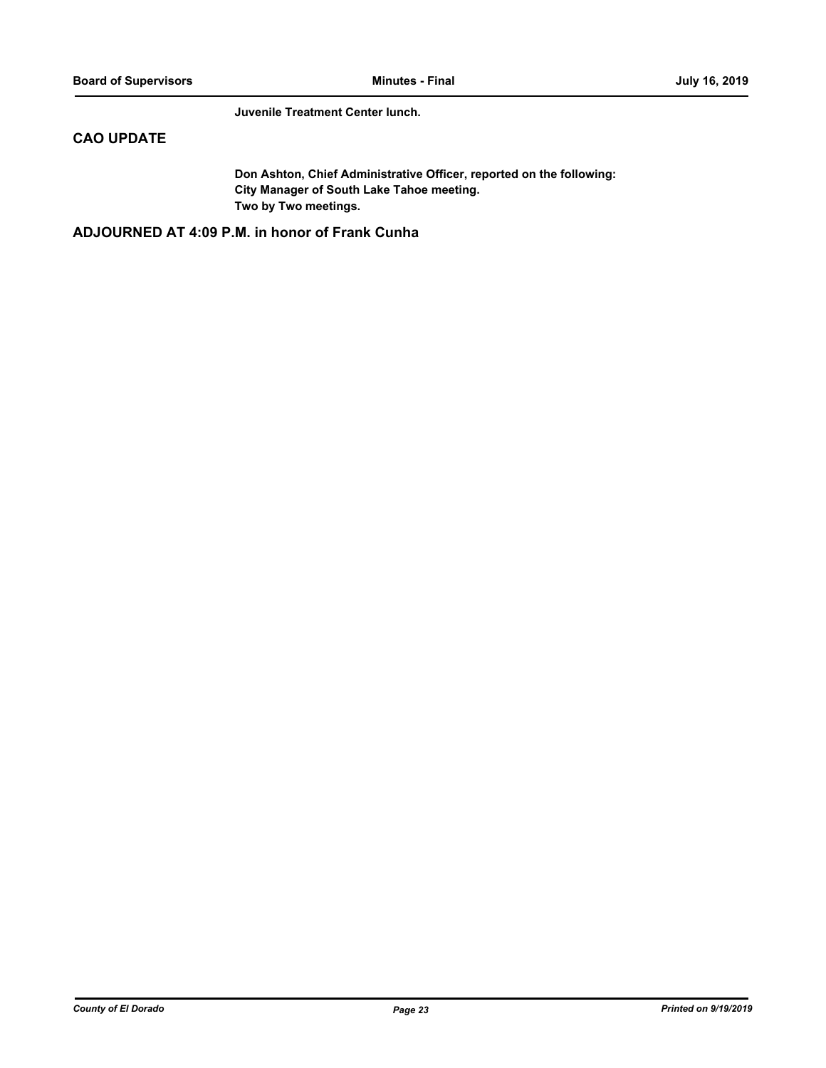**Juvenile Treatment Center lunch.**

## CAO UPDATE

**Don Ashton, Chief Administrative Officer, reported on the following:**
**City Manager of South Lake Tahoe meeting.**
**Two by Two meetings.**

## ADJOURNED AT 4:09 P.M. in honor of Frank Cunha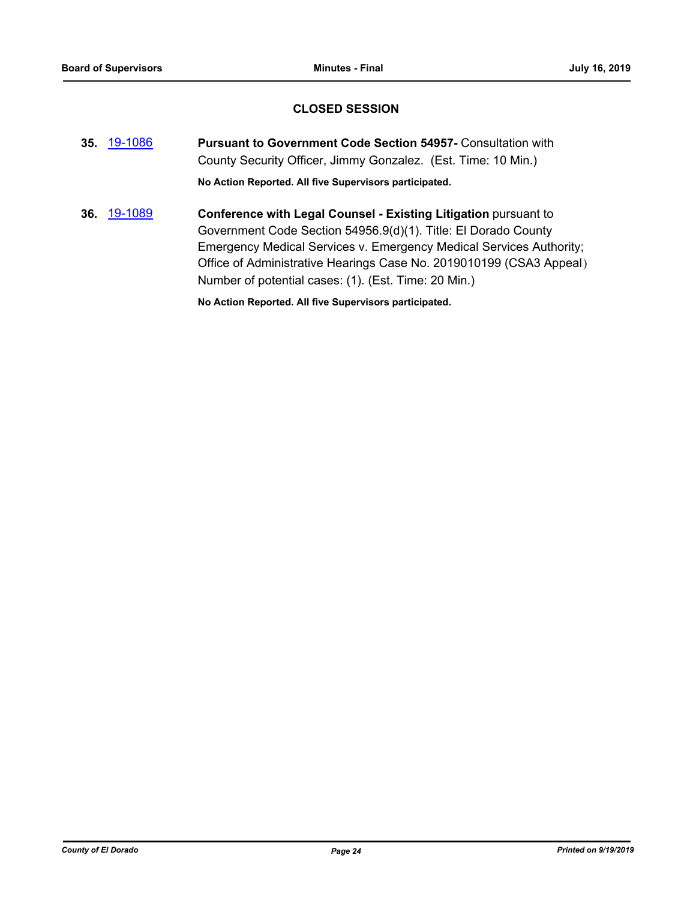## CLOSED SESSION

**35.** 19-1086 **Pursuant to Government Code Section 54957-** Consultation with County Security Officer, Jimmy Gonzalez. (Est. Time: 10 Min.)

**No Action Reported. All five Supervisors participated.**

**36.** 19-1089 **Conference with Legal Counsel - Existing Litigation** pursuant to Government Code Section 54956.9(d)(1). Title: El Dorado County Emergency Medical Services v. Emergency Medical Services Authority; Office of Administrative Hearings Case No. 2019010199 (CSA3 Appeal) Number of potential cases: (1). (Est. Time: 20 Min.)

**No Action Reported. All five Supervisors participated.**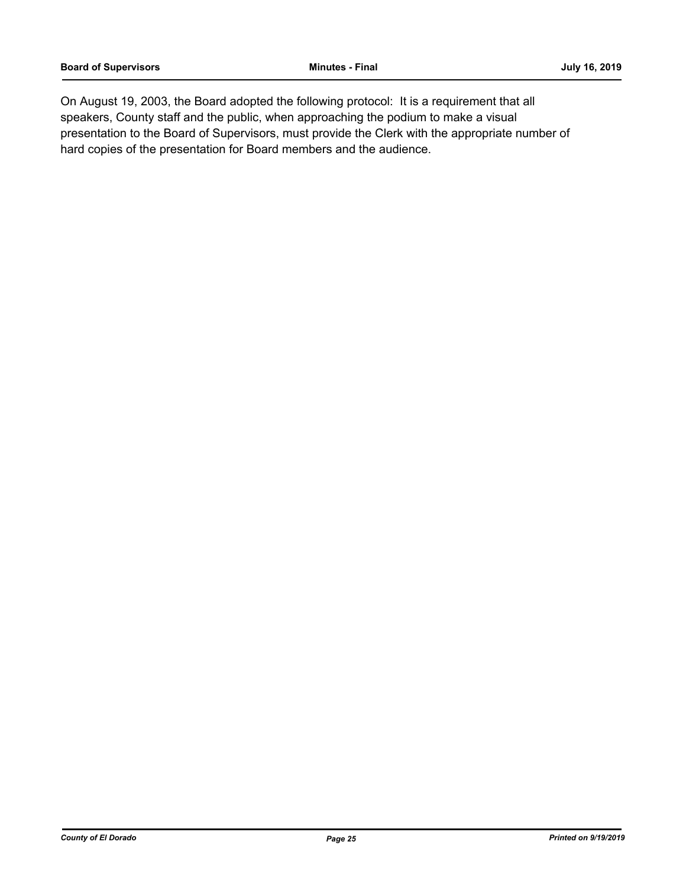On August 19, 2003, the Board adopted the following protocol: It is a requirement that all speakers, County staff and the public, when approaching the podium to make a visual presentation to the Board of Supervisors, must provide the Clerk with the appropriate number of hard copies of the presentation for Board members and the audience.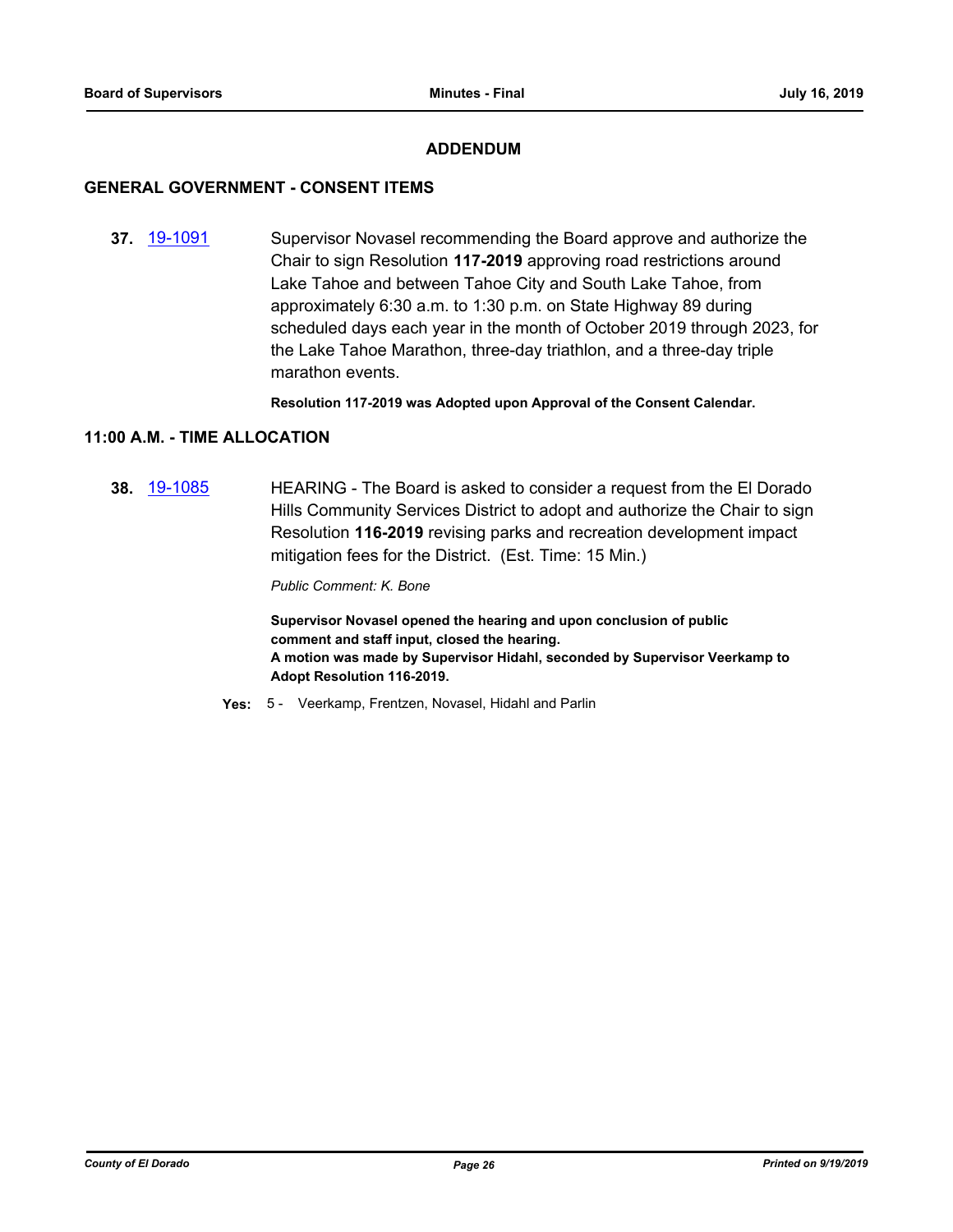## ADDENDUM

### GENERAL GOVERNMENT - CONSENT ITEMS

**37.** 19-1091 Supervisor Novasel recommending the Board approve and authorize the Chair to sign Resolution **117-2019** approving road restrictions around Lake Tahoe and between Tahoe City and South Lake Tahoe, from approximately 6:30 a.m. to 1:30 p.m. on State Highway 89 during scheduled days each year in the month of October 2019 through 2023, for the Lake Tahoe Marathon, three-day triathlon, and a three-day triple marathon events.

**Resolution 117-2019 was Adopted upon Approval of the Consent Calendar.**

### 11:00 A.M. - TIME ALLOCATION

**38.** 19-1085 HEARING - The Board is asked to consider a request from the El Dorado Hills Community Services District to adopt and authorize the Chair to sign Resolution **116-2019** revising parks and recreation development impact mitigation fees for the District. (Est. Time: 15 Min.)

*Public Comment: K. Bone*

**Supervisor Novasel opened the hearing and upon conclusion of public comment and staff input, closed the hearing.**
**A motion was made by Supervisor Hidahl, seconded by Supervisor Veerkamp to Adopt Resolution 116-2019.**

**Yes:** 5 - Veerkamp, Frentzen, Novasel, Hidahl and Parlin